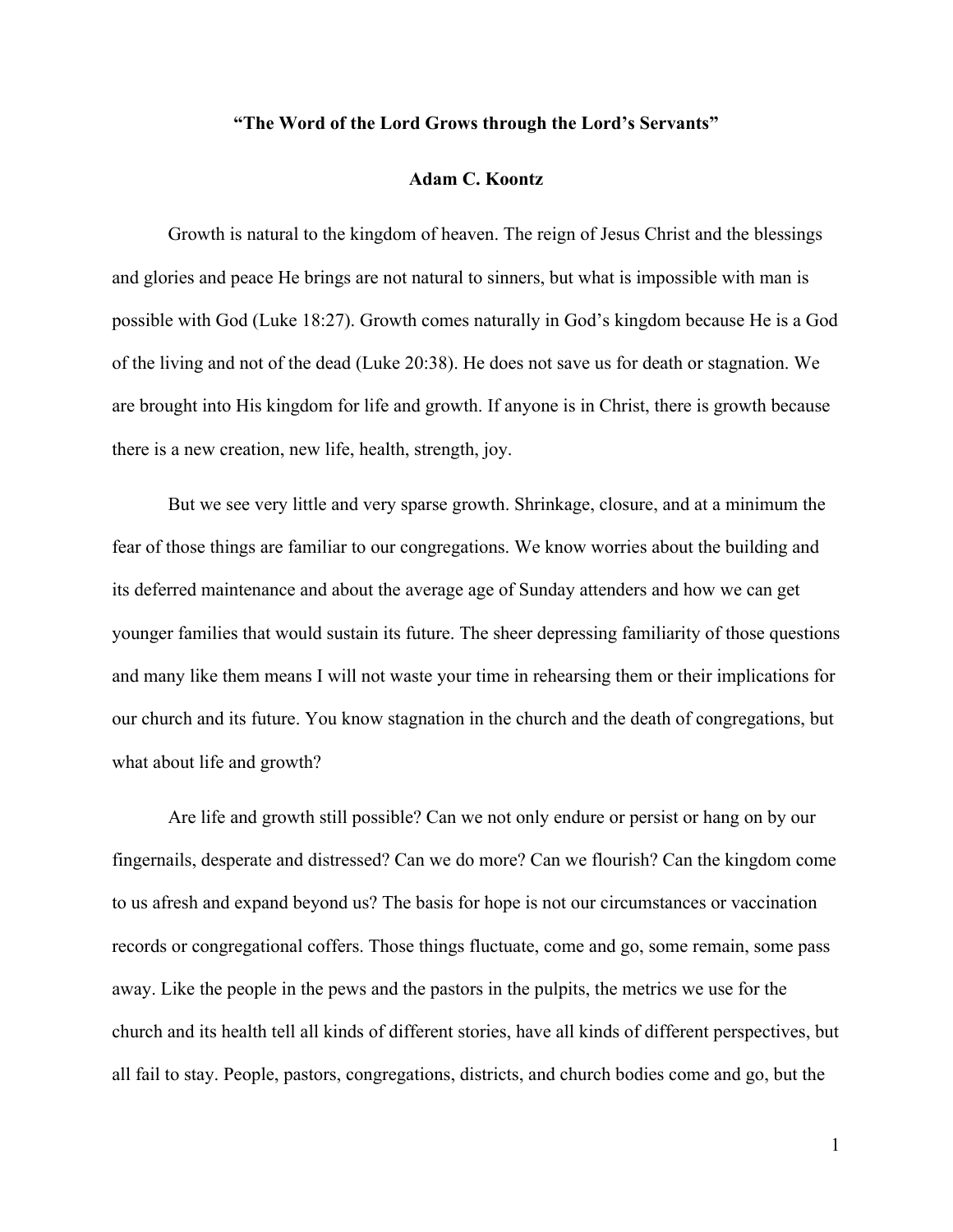# "The Word of the Lord Grows through the Lord's Servants"

**Adam C. Koontz**

Growth is natural to the kingdom of heaven. The reign of Jesus Christ and the blessings and glories and peace He brings are not natural to sinners, but what is impossible with man is possible with God (Luke 18:27). Growth comes naturally in God's kingdom because He is a God of the living and not of the dead (Luke 20:38). He does not save us for death or stagnation. We are brought into His kingdom for life and growth. If anyone is in Christ, there is growth because there is a new creation, new life, health, strength, joy.

But we see very little and very sparse growth. Shrinkage, closure, and at a minimum the fear of those things are familiar to our congregations. We know worries about the building and its deferred maintenance and about the average age of Sunday attenders and how we can get younger families that would sustain its future. The sheer depressing familiarity of those questions and many like them means I will not waste your time in rehearsing them or their implications for our church and its future. You know stagnation in the church and the death of congregations, but what about life and growth?

Are life and growth still possible? Can we not only endure or persist or hang on by our fingernails, desperate and distressed? Can we do more? Can we flourish? Can the kingdom come to us afresh and expand beyond us? The basis for hope is not our circumstances or vaccination records or congregational coffers. Those things fluctuate, come and go, some remain, some pass away. Like the people in the pews and the pastors in the pulpits, the metrics we use for the church and its health tell all kinds of different stories, have all kinds of different perspectives, but all fail to stay. People, pastors, congregations, districts, and church bodies come and go, but the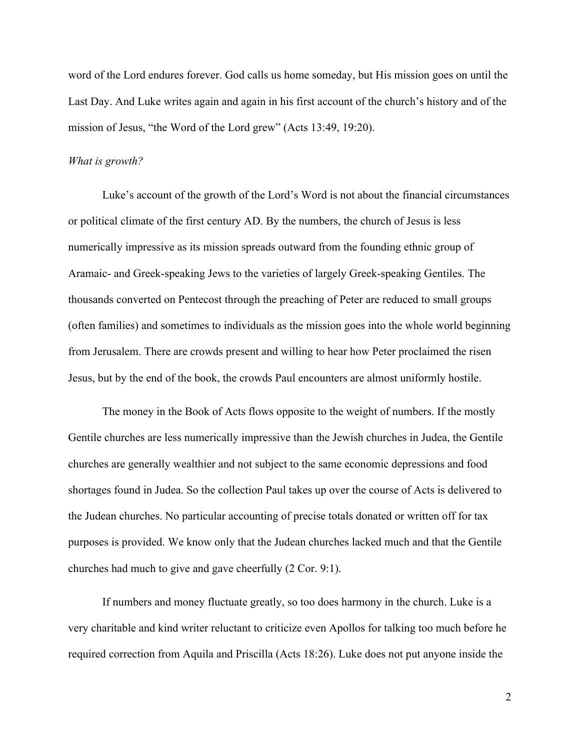word of the Lord endures forever. God calls us home someday, but His mission goes on until the Last Day. And Luke writes again and again in his first account of the church's history and of the mission of Jesus, "the Word of the Lord grew" (Acts 13:49, 19:20).

*What is growth?*

Luke's account of the growth of the Lord's Word is not about the financial circumstances or political climate of the first century AD. By the numbers, the church of Jesus is less numerically impressive as its mission spreads outward from the founding ethnic group of Aramaic- and Greek-speaking Jews to the varieties of largely Greek-speaking Gentiles. The thousands converted on Pentecost through the preaching of Peter are reduced to small groups (often families) and sometimes to individuals as the mission goes into the whole world beginning from Jerusalem. There are crowds present and willing to hear how Peter proclaimed the risen Jesus, but by the end of the book, the crowds Paul encounters are almost uniformly hostile.

The money in the Book of Acts flows opposite to the weight of numbers. If the mostly Gentile churches are less numerically impressive than the Jewish churches in Judea, the Gentile churches are generally wealthier and not subject to the same economic depressions and food shortages found in Judea. So the collection Paul takes up over the course of Acts is delivered to the Judean churches. No particular accounting of precise totals donated or written off for tax purposes is provided. We know only that the Judean churches lacked much and that the Gentile churches had much to give and gave cheerfully (2 Cor. 9:1).

If numbers and money fluctuate greatly, so too does harmony in the church. Luke is a very charitable and kind writer reluctant to criticize even Apollos for talking too much before he required correction from Aquila and Priscilla (Acts 18:26). Luke does not put anyone inside the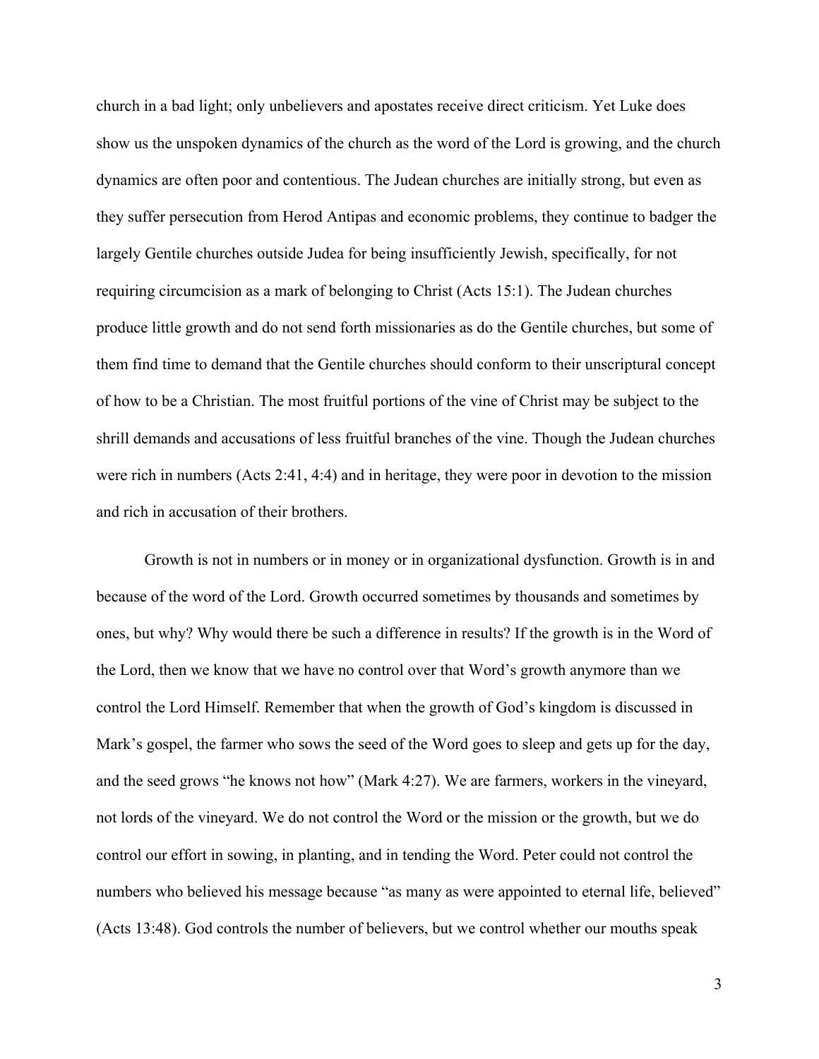church in a bad light; only unbelievers and apostates receive direct criticism. Yet Luke does show us the unspoken dynamics of the church as the word of the Lord is growing, and the church dynamics are often poor and contentious. The Judean churches are initially strong, but even as they suffer persecution from Herod Antipas and economic problems, they continue to badger the largely Gentile churches outside Judea for being insufficiently Jewish, specifically, for not requiring circumcision as a mark of belonging to Christ (Acts 15:1). The Judean churches produce little growth and do not send forth missionaries as do the Gentile churches, but some of them find time to demand that the Gentile churches should conform to their unscriptural concept of how to be a Christian. The most fruitful portions of the vine of Christ may be subject to the shrill demands and accusations of less fruitful branches of the vine. Though the Judean churches were rich in numbers (Acts 2:41, 4:4) and in heritage, they were poor in devotion to the mission and rich in accusation of their brothers.

Growth is not in numbers or in money or in organizational dysfunction. Growth is in and because of the word of the Lord. Growth occurred sometimes by thousands and sometimes by ones, but why? Why would there be such a difference in results? If the growth is in the Word of the Lord, then we know that we have no control over that Word's growth anymore than we control the Lord Himself. Remember that when the growth of God's kingdom is discussed in Mark's gospel, the farmer who sows the seed of the Word goes to sleep and gets up for the day, and the seed grows "he knows not how" (Mark 4:27). We are farmers, workers in the vineyard, not lords of the vineyard. We do not control the Word or the mission or the growth, but we do control our effort in sowing, in planting, and in tending the Word. Peter could not control the numbers who believed his message because "as many as were appointed to eternal life, believed" (Acts 13:48). God controls the number of believers, but we control whether our mouths speak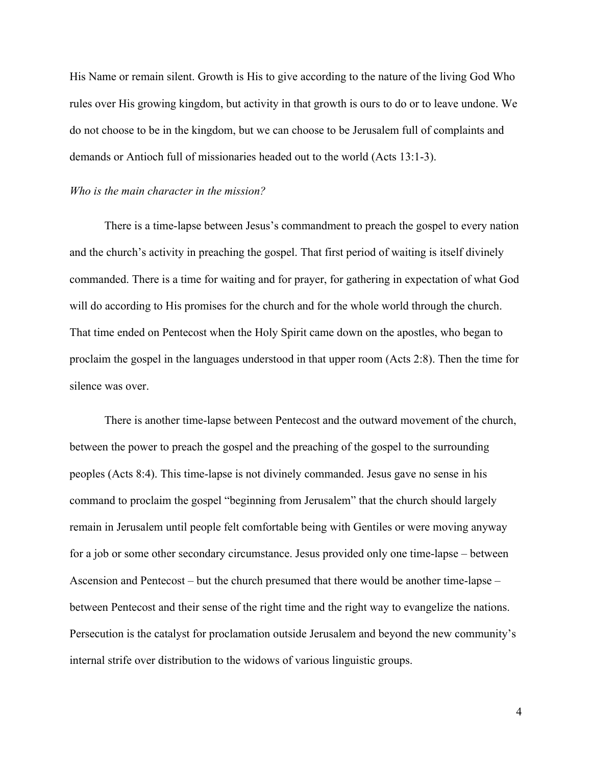His Name or remain silent. Growth is His to give according to the nature of the living God Who rules over His growing kingdom, but activity in that growth is ours to do or to leave undone. We do not choose to be in the kingdom, but we can choose to be Jerusalem full of complaints and demands or Antioch full of missionaries headed out to the world (Acts 13:1-3).

*Who is the main character in the mission?*

There is a time-lapse between Jesus's commandment to preach the gospel to every nation and the church's activity in preaching the gospel. That first period of waiting is itself divinely commanded. There is a time for waiting and for prayer, for gathering in expectation of what God will do according to His promises for the church and for the whole world through the church. That time ended on Pentecost when the Holy Spirit came down on the apostles, who began to proclaim the gospel in the languages understood in that upper room (Acts 2:8). Then the time for silence was over.

There is another time-lapse between Pentecost and the outward movement of the church, between the power to preach the gospel and the preaching of the gospel to the surrounding peoples (Acts 8:4). This time-lapse is not divinely commanded. Jesus gave no sense in his command to proclaim the gospel "beginning from Jerusalem" that the church should largely remain in Jerusalem until people felt comfortable being with Gentiles or were moving anyway for a job or some other secondary circumstance. Jesus provided only one time-lapse – between Ascension and Pentecost – but the church presumed that there would be another time-lapse – between Pentecost and their sense of the right time and the right way to evangelize the nations. Persecution is the catalyst for proclamation outside Jerusalem and beyond the new community's internal strife over distribution to the widows of various linguistic groups.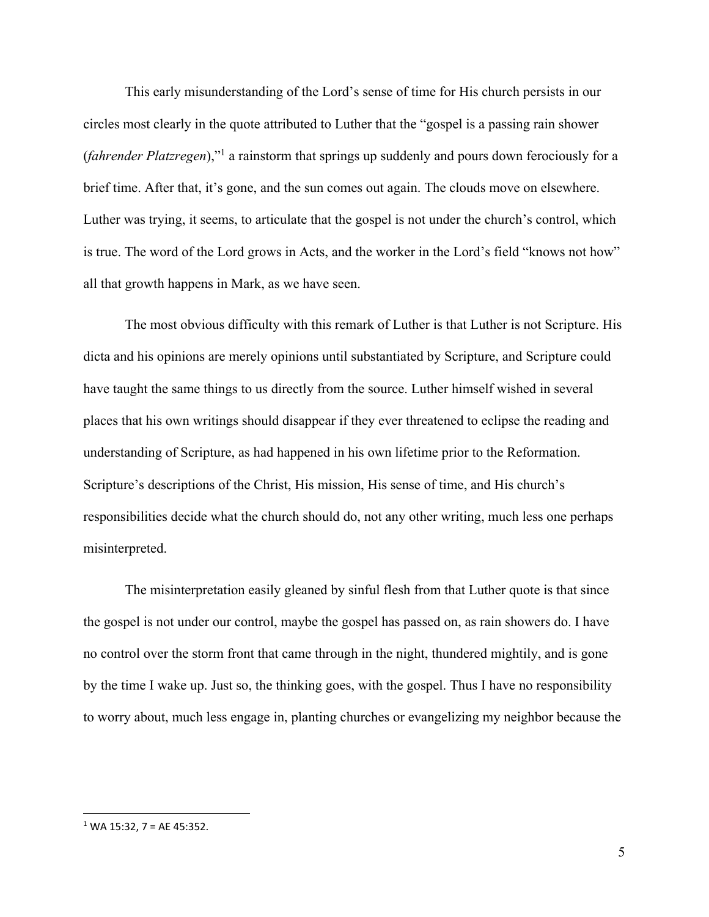This early misunderstanding of the Lord's sense of time for His church persists in our circles most clearly in the quote attributed to Luther that the "gospel is a passing rain shower (*fahrender Platzregen*),"[1] a rainstorm that springs up suddenly and pours down ferociously for a brief time. After that, it's gone, and the sun comes out again. The clouds move on elsewhere. Luther was trying, it seems, to articulate that the gospel is not under the church's control, which is true. The word of the Lord grows in Acts, and the worker in the Lord's field "knows not how" all that growth happens in Mark, as we have seen.

The most obvious difficulty with this remark of Luther is that Luther is not Scripture. His dicta and his opinions are merely opinions until substantiated by Scripture, and Scripture could have taught the same things to us directly from the source. Luther himself wished in several places that his own writings should disappear if they ever threatened to eclipse the reading and understanding of Scripture, as had happened in his own lifetime prior to the Reformation. Scripture's descriptions of the Christ, His mission, His sense of time, and His church's responsibilities decide what the church should do, not any other writing, much less one perhaps misinterpreted.

The misinterpretation easily gleaned by sinful flesh from that Luther quote is that since the gospel is not under our control, maybe the gospel has passed on, as rain showers do. I have no control over the storm front that came through in the night, thundered mightily, and is gone by the time I wake up. Just so, the thinking goes, with the gospel. Thus I have no responsibility to worry about, much less engage in, planting churches or evangelizing my neighbor because the

---

[1] WA 15:32, 7 = AE 45:352.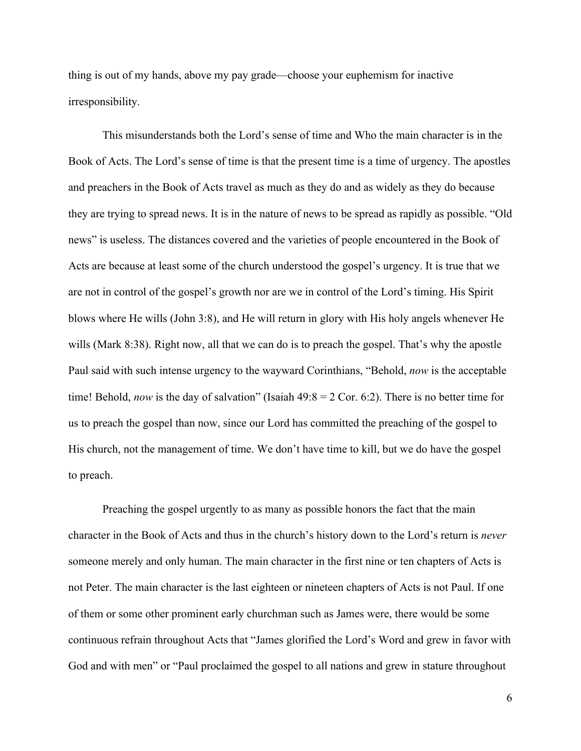thing is out of my hands, above my pay grade—choose your euphemism for inactive irresponsibility.

This misunderstands both the Lord's sense of time and Who the main character is in the Book of Acts. The Lord's sense of time is that the present time is a time of urgency. The apostles and preachers in the Book of Acts travel as much as they do and as widely as they do because they are trying to spread news. It is in the nature of news to be spread as rapidly as possible. "Old news" is useless. The distances covered and the varieties of people encountered in the Book of Acts are because at least some of the church understood the gospel's urgency. It is true that we are not in control of the gospel's growth nor are we in control of the Lord's timing. His Spirit blows where He wills (John 3:8), and He will return in glory with His holy angels whenever He wills (Mark 8:38). Right now, all that we can do is to preach the gospel. That's why the apostle Paul said with such intense urgency to the wayward Corinthians, "Behold, *now* is the acceptable time! Behold, *now* is the day of salvation" (Isaiah 49:8 = 2 Cor. 6:2). There is no better time for us to preach the gospel than now, since our Lord has committed the preaching of the gospel to His church, not the management of time. We don't have time to kill, but we do have the gospel to preach.

Preaching the gospel urgently to as many as possible honors the fact that the main character in the Book of Acts and thus in the church's history down to the Lord's return is *never* someone merely and only human. The main character in the first nine or ten chapters of Acts is not Peter. The main character is the last eighteen or nineteen chapters of Acts is not Paul. If one of them or some other prominent early churchman such as James were, there would be some continuous refrain throughout Acts that "James glorified the Lord's Word and grew in favor with God and with men" or "Paul proclaimed the gospel to all nations and grew in stature throughout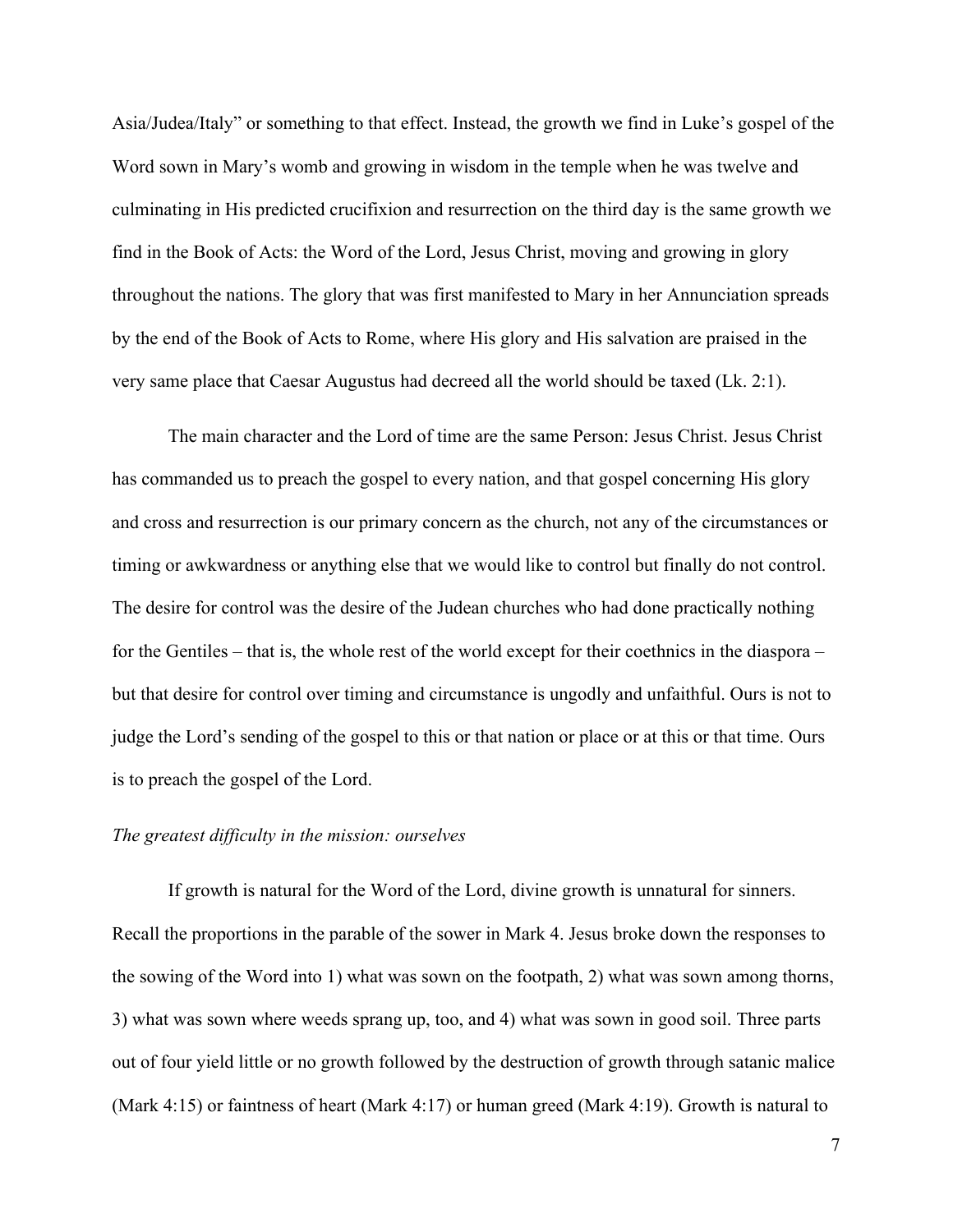Asia/Judea/Italy" or something to that effect. Instead, the growth we find in Luke's gospel of the Word sown in Mary's womb and growing in wisdom in the temple when he was twelve and culminating in His predicted crucifixion and resurrection on the third day is the same growth we find in the Book of Acts: the Word of the Lord, Jesus Christ, moving and growing in glory throughout the nations. The glory that was first manifested to Mary in her Annunciation spreads by the end of the Book of Acts to Rome, where His glory and His salvation are praised in the very same place that Caesar Augustus had decreed all the world should be taxed (Lk. 2:1).

The main character and the Lord of time are the same Person: Jesus Christ. Jesus Christ has commanded us to preach the gospel to every nation, and that gospel concerning His glory and cross and resurrection is our primary concern as the church, not any of the circumstances or timing or awkwardness or anything else that we would like to control but finally do not control. The desire for control was the desire of the Judean churches who had done practically nothing for the Gentiles – that is, the whole rest of the world except for their coethnics in the diaspora – but that desire for control over timing and circumstance is ungodly and unfaithful. Ours is not to judge the Lord's sending of the gospel to this or that nation or place or at this or that time. Ours is to preach the gospel of the Lord.

*The greatest difficulty in the mission: ourselves*

If growth is natural for the Word of the Lord, divine growth is unnatural for sinners. Recall the proportions in the parable of the sower in Mark 4. Jesus broke down the responses to the sowing of the Word into 1) what was sown on the footpath, 2) what was sown among thorns, 3) what was sown where weeds sprang up, too, and 4) what was sown in good soil. Three parts out of four yield little or no growth followed by the destruction of growth through satanic malice (Mark 4:15) or faintness of heart (Mark 4:17) or human greed (Mark 4:19). Growth is natural to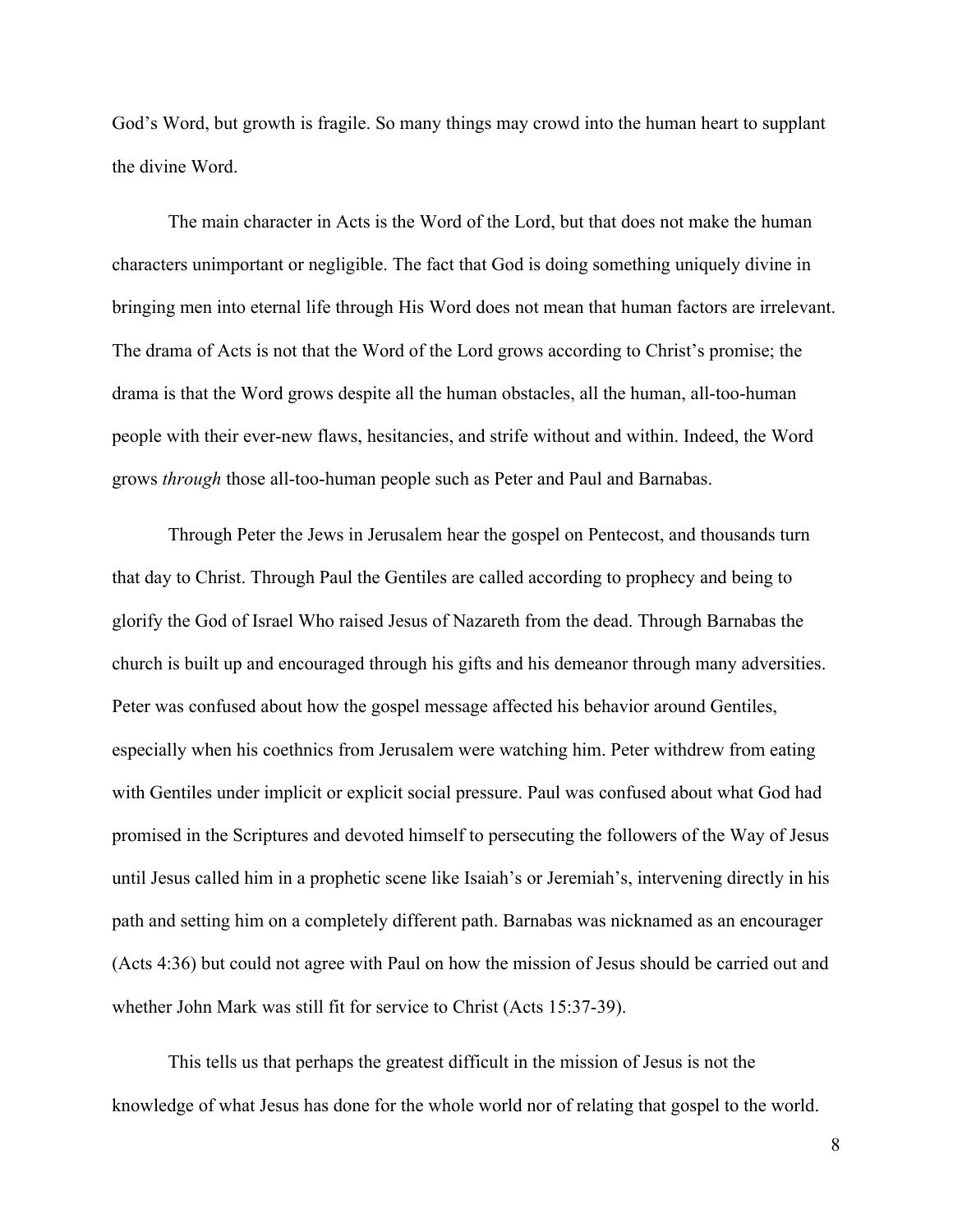God's Word, but growth is fragile. So many things may crowd into the human heart to supplant the divine Word.

The main character in Acts is the Word of the Lord, but that does not make the human characters unimportant or negligible. The fact that God is doing something uniquely divine in bringing men into eternal life through His Word does not mean that human factors are irrelevant. The drama of Acts is not that the Word of the Lord grows according to Christ's promise; the drama is that the Word grows despite all the human obstacles, all the human, all-too-human people with their ever-new flaws, hesitancies, and strife without and within. Indeed, the Word grows *through* those all-too-human people such as Peter and Paul and Barnabas.

Through Peter the Jews in Jerusalem hear the gospel on Pentecost, and thousands turn that day to Christ. Through Paul the Gentiles are called according to prophecy and being to glorify the God of Israel Who raised Jesus of Nazareth from the dead. Through Barnabas the church is built up and encouraged through his gifts and his demeanor through many adversities. Peter was confused about how the gospel message affected his behavior around Gentiles, especially when his coethnics from Jerusalem were watching him. Peter withdrew from eating with Gentiles under implicit or explicit social pressure. Paul was confused about what God had promised in the Scriptures and devoted himself to persecuting the followers of the Way of Jesus until Jesus called him in a prophetic scene like Isaiah's or Jeremiah's, intervening directly in his path and setting him on a completely different path. Barnabas was nicknamed as an encourager (Acts 4:36) but could not agree with Paul on how the mission of Jesus should be carried out and whether John Mark was still fit for service to Christ (Acts 15:37-39).

This tells us that perhaps the greatest difficult in the mission of Jesus is not the knowledge of what Jesus has done for the whole world nor of relating that gospel to the world.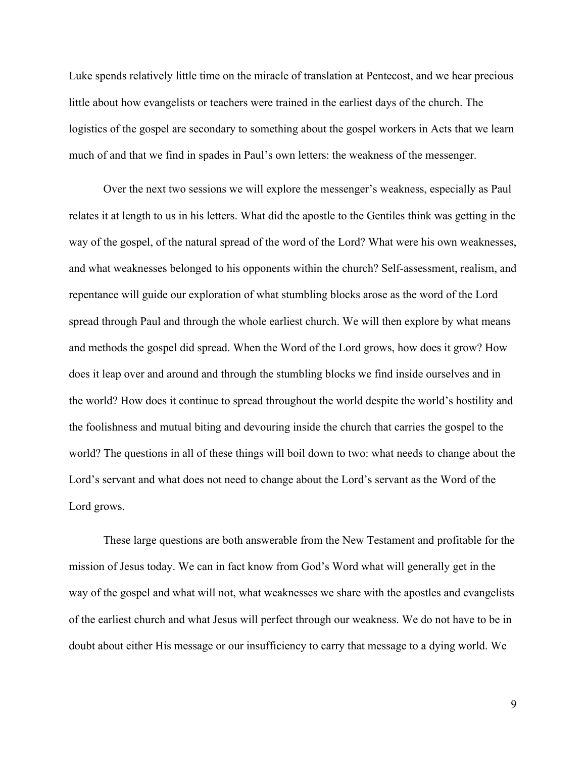Luke spends relatively little time on the miracle of translation at Pentecost, and we hear precious little about how evangelists or teachers were trained in the earliest days of the church. The logistics of the gospel are secondary to something about the gospel workers in Acts that we learn much of and that we find in spades in Paul's own letters: the weakness of the messenger.

Over the next two sessions we will explore the messenger's weakness, especially as Paul relates it at length to us in his letters. What did the apostle to the Gentiles think was getting in the way of the gospel, of the natural spread of the word of the Lord? What were his own weaknesses, and what weaknesses belonged to his opponents within the church? Self-assessment, realism, and repentance will guide our exploration of what stumbling blocks arose as the word of the Lord spread through Paul and through the whole earliest church. We will then explore by what means and methods the gospel did spread. When the Word of the Lord grows, how does it grow? How does it leap over and around and through the stumbling blocks we find inside ourselves and in the world? How does it continue to spread throughout the world despite the world's hostility and the foolishness and mutual biting and devouring inside the church that carries the gospel to the world? The questions in all of these things will boil down to two: what needs to change about the Lord's servant and what does not need to change about the Lord's servant as the Word of the Lord grows.

These large questions are both answerable from the New Testament and profitable for the mission of Jesus today. We can in fact know from God's Word what will generally get in the way of the gospel and what will not, what weaknesses we share with the apostles and evangelists of the earliest church and what Jesus will perfect through our weakness. We do not have to be in doubt about either His message or our insufficiency to carry that message to a dying world. We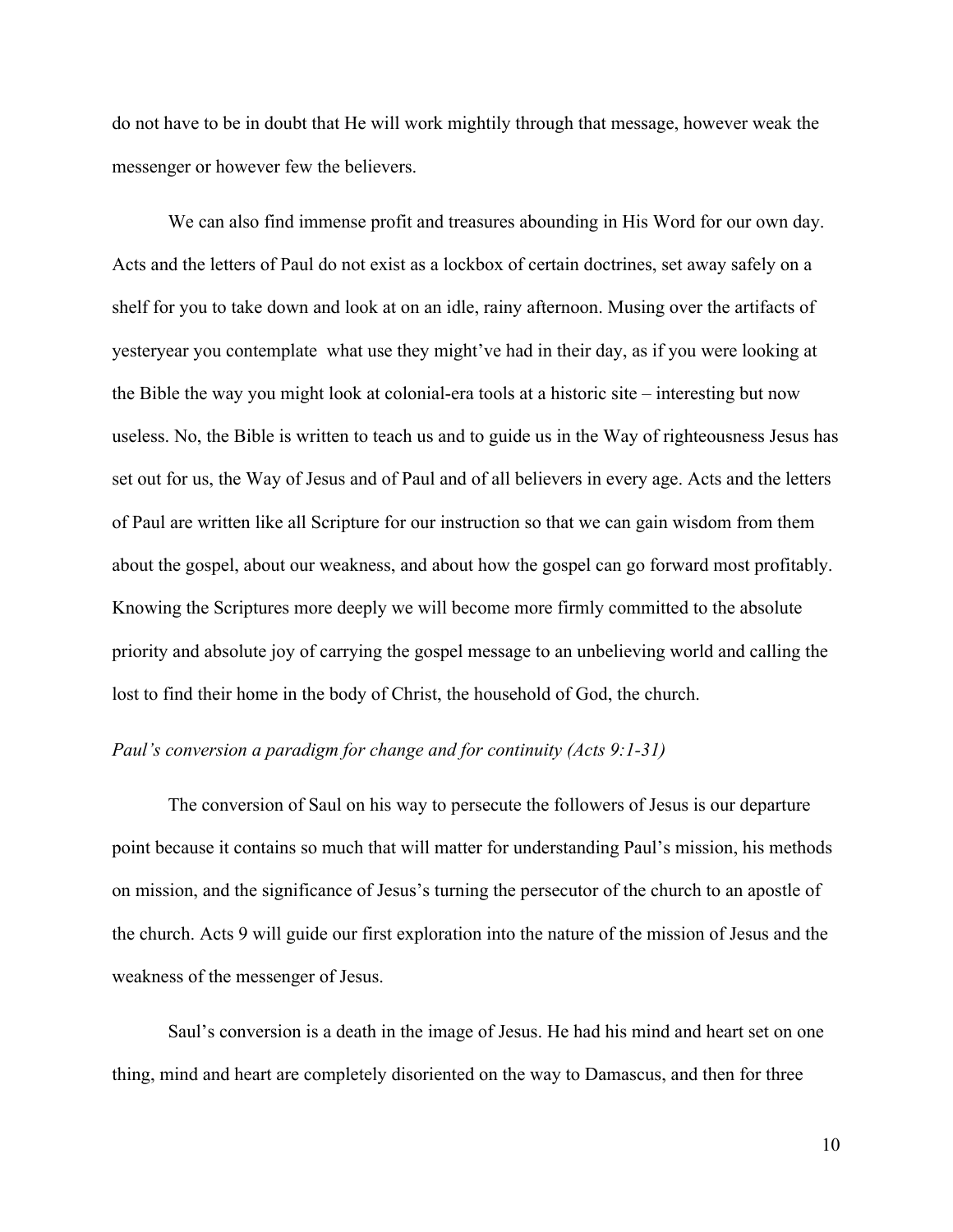do not have to be in doubt that He will work mightily through that message, however weak the messenger or however few the believers.

We can also find immense profit and treasures abounding in His Word for our own day. Acts and the letters of Paul do not exist as a lockbox of certain doctrines, set away safely on a shelf for you to take down and look at on an idle, rainy afternoon. Musing over the artifacts of yesteryear you contemplate  what use they might've had in their day, as if you were looking at the Bible the way you might look at colonial-era tools at a historic site – interesting but now useless. No, the Bible is written to teach us and to guide us in the Way of righteousness Jesus has set out for us, the Way of Jesus and of Paul and of all believers in every age. Acts and the letters of Paul are written like all Scripture for our instruction so that we can gain wisdom from them about the gospel, about our weakness, and about how the gospel can go forward most profitably. Knowing the Scriptures more deeply we will become more firmly committed to the absolute priority and absolute joy of carrying the gospel message to an unbelieving world and calling the lost to find their home in the body of Christ, the household of God, the church.

*Paul's conversion a paradigm for change and for continuity (Acts 9:1-31)*

The conversion of Saul on his way to persecute the followers of Jesus is our departure point because it contains so much that will matter for understanding Paul's mission, his methods on mission, and the significance of Jesus's turning the persecutor of the church to an apostle of the church. Acts 9 will guide our first exploration into the nature of the mission of Jesus and the weakness of the messenger of Jesus.

Saul's conversion is a death in the image of Jesus. He had his mind and heart set on one thing, mind and heart are completely disoriented on the way to Damascus, and then for three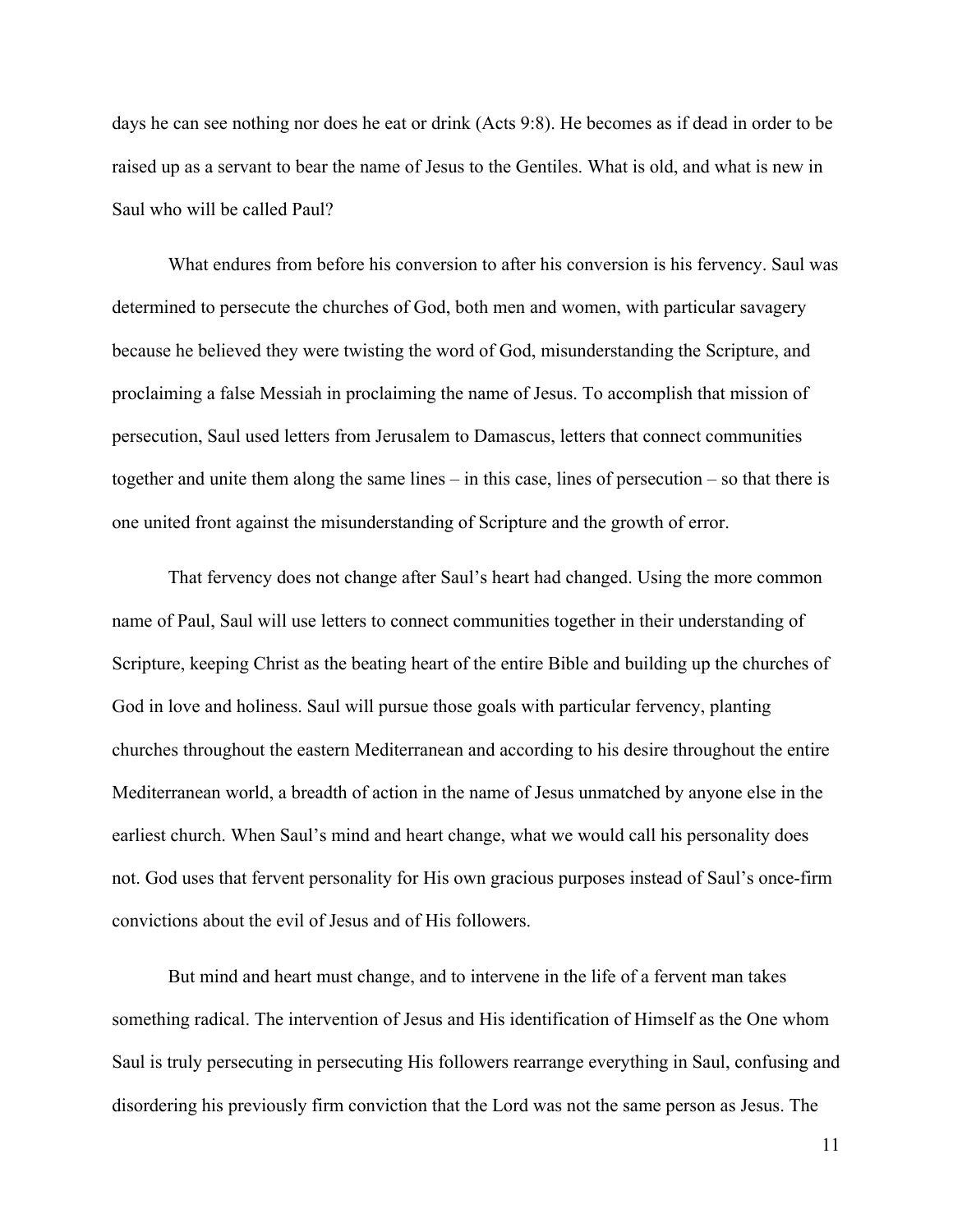days he can see nothing nor does he eat or drink (Acts 9:8). He becomes as if dead in order to be raised up as a servant to bear the name of Jesus to the Gentiles. What is old, and what is new in Saul who will be called Paul?

What endures from before his conversion to after his conversion is his fervency. Saul was determined to persecute the churches of God, both men and women, with particular savagery because he believed they were twisting the word of God, misunderstanding the Scripture, and proclaiming a false Messiah in proclaiming the name of Jesus. To accomplish that mission of persecution, Saul used letters from Jerusalem to Damascus, letters that connect communities together and unite them along the same lines – in this case, lines of persecution – so that there is one united front against the misunderstanding of Scripture and the growth of error.

That fervency does not change after Saul's heart had changed. Using the more common name of Paul, Saul will use letters to connect communities together in their understanding of Scripture, keeping Christ as the beating heart of the entire Bible and building up the churches of God in love and holiness. Saul will pursue those goals with particular fervency, planting churches throughout the eastern Mediterranean and according to his desire throughout the entire Mediterranean world, a breadth of action in the name of Jesus unmatched by anyone else in the earliest church. When Saul's mind and heart change, what we would call his personality does not. God uses that fervent personality for His own gracious purposes instead of Saul's once-firm convictions about the evil of Jesus and of His followers.

But mind and heart must change, and to intervene in the life of a fervent man takes something radical. The intervention of Jesus and His identification of Himself as the One whom Saul is truly persecuting in persecuting His followers rearrange everything in Saul, confusing and disordering his previously firm conviction that the Lord was not the same person as Jesus. The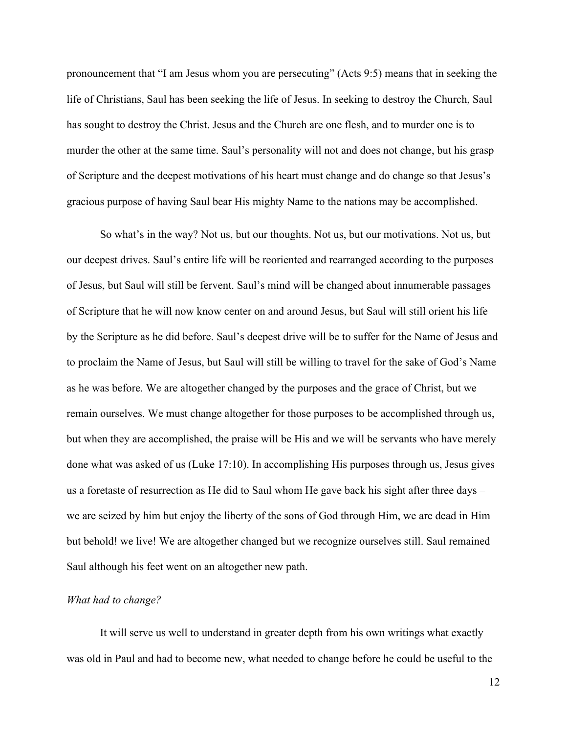pronouncement that "I am Jesus whom you are persecuting" (Acts 9:5) means that in seeking the life of Christians, Saul has been seeking the life of Jesus. In seeking to destroy the Church, Saul has sought to destroy the Christ. Jesus and the Church are one flesh, and to murder one is to murder the other at the same time. Saul's personality will not and does not change, but his grasp of Scripture and the deepest motivations of his heart must change and do change so that Jesus's gracious purpose of having Saul bear His mighty Name to the nations may be accomplished.

So what's in the way? Not us, but our thoughts. Not us, but our motivations. Not us, but our deepest drives. Saul's entire life will be reoriented and rearranged according to the purposes of Jesus, but Saul will still be fervent. Saul's mind will be changed about innumerable passages of Scripture that he will now know center on and around Jesus, but Saul will still orient his life by the Scripture as he did before. Saul's deepest drive will be to suffer for the Name of Jesus and to proclaim the Name of Jesus, but Saul will still be willing to travel for the sake of God's Name as he was before. We are altogether changed by the purposes and the grace of Christ, but we remain ourselves. We must change altogether for those purposes to be accomplished through us, but when they are accomplished, the praise will be His and we will be servants who have merely done what was asked of us (Luke 17:10). In accomplishing His purposes through us, Jesus gives us a foretaste of resurrection as He did to Saul whom He gave back his sight after three days – we are seized by him but enjoy the liberty of the sons of God through Him, we are dead in Him but behold! we live! We are altogether changed but we recognize ourselves still. Saul remained Saul although his feet went on an altogether new path.

*What had to change?*

It will serve us well to understand in greater depth from his own writings what exactly was old in Paul and had to become new, what needed to change before he could be useful to the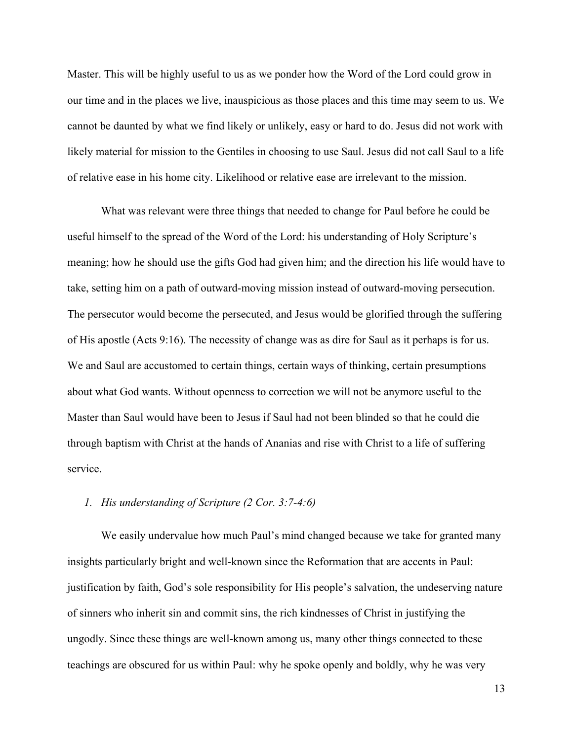Master. This will be highly useful to us as we ponder how the Word of the Lord could grow in our time and in the places we live, inauspicious as those places and this time may seem to us. We cannot be daunted by what we find likely or unlikely, easy or hard to do. Jesus did not work with likely material for mission to the Gentiles in choosing to use Saul. Jesus did not call Saul to a life of relative ease in his home city. Likelihood or relative ease are irrelevant to the mission.

What was relevant were three things that needed to change for Paul before he could be useful himself to the spread of the Word of the Lord: his understanding of Holy Scripture's meaning; how he should use the gifts God had given him; and the direction his life would have to take, setting him on a path of outward-moving mission instead of outward-moving persecution. The persecutor would become the persecuted, and Jesus would be glorified through the suffering of His apostle (Acts 9:16). The necessity of change was as dire for Saul as it perhaps is for us. We and Saul are accustomed to certain things, certain ways of thinking, certain presumptions about what God wants. Without openness to correction we will not be anymore useful to the Master than Saul would have been to Jesus if Saul had not been blinded so that he could die through baptism with Christ at the hands of Ananias and rise with Christ to a life of suffering service.

*1. His understanding of Scripture (2 Cor. 3:7-4:6)*

We easily undervalue how much Paul's mind changed because we take for granted many insights particularly bright and well-known since the Reformation that are accents in Paul: justification by faith, God's sole responsibility for His people's salvation, the undeserving nature of sinners who inherit sin and commit sins, the rich kindnesses of Christ in justifying the ungodly. Since these things are well-known among us, many other things connected to these teachings are obscured for us within Paul: why he spoke openly and boldly, why he was very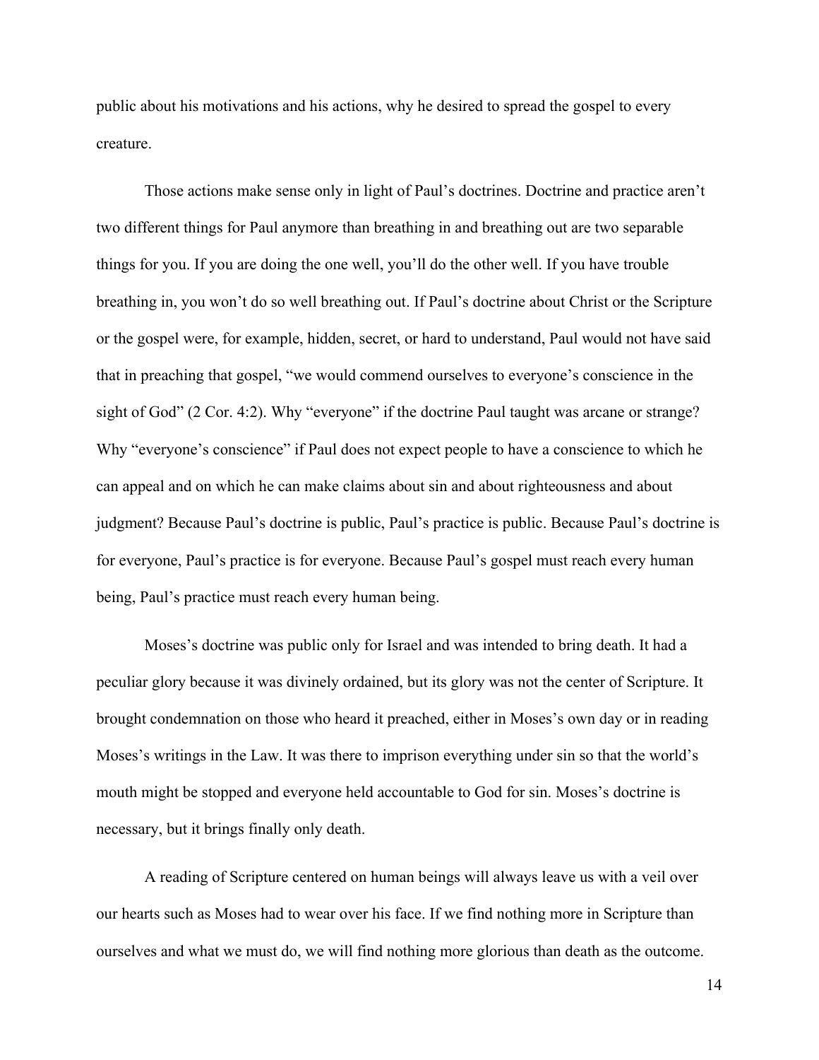public about his motivations and his actions, why he desired to spread the gospel to every creature.

Those actions make sense only in light of Paul's doctrines. Doctrine and practice aren't two different things for Paul anymore than breathing in and breathing out are two separable things for you. If you are doing the one well, you'll do the other well. If you have trouble breathing in, you won't do so well breathing out. If Paul's doctrine about Christ or the Scripture or the gospel were, for example, hidden, secret, or hard to understand, Paul would not have said that in preaching that gospel, "we would commend ourselves to everyone's conscience in the sight of God" (2 Cor. 4:2). Why "everyone" if the doctrine Paul taught was arcane or strange? Why "everyone's conscience" if Paul does not expect people to have a conscience to which he can appeal and on which he can make claims about sin and about righteousness and about judgment? Because Paul's doctrine is public, Paul's practice is public. Because Paul's doctrine is for everyone, Paul's practice is for everyone. Because Paul's gospel must reach every human being, Paul's practice must reach every human being.

Moses's doctrine was public only for Israel and was intended to bring death. It had a peculiar glory because it was divinely ordained, but its glory was not the center of Scripture. It brought condemnation on those who heard it preached, either in Moses's own day or in reading Moses's writings in the Law. It was there to imprison everything under sin so that the world's mouth might be stopped and everyone held accountable to God for sin. Moses's doctrine is necessary, but it brings finally only death.

A reading of Scripture centered on human beings will always leave us with a veil over our hearts such as Moses had to wear over his face. If we find nothing more in Scripture than ourselves and what we must do, we will find nothing more glorious than death as the outcome.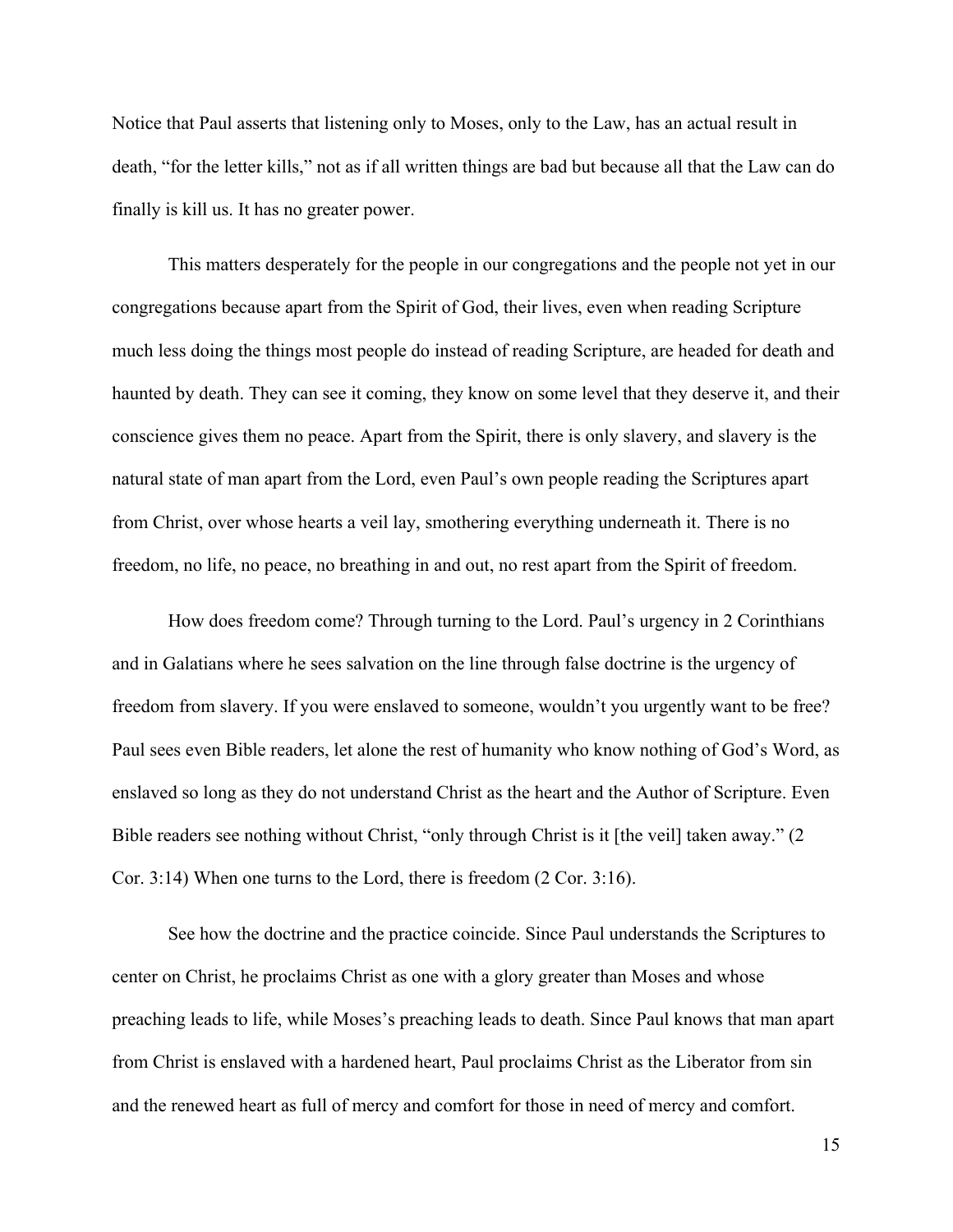Notice that Paul asserts that listening only to Moses, only to the Law, has an actual result in death, "for the letter kills," not as if all written things are bad but because all that the Law can do finally is kill us. It has no greater power.

This matters desperately for the people in our congregations and the people not yet in our congregations because apart from the Spirit of God, their lives, even when reading Scripture much less doing the things most people do instead of reading Scripture, are headed for death and haunted by death. They can see it coming, they know on some level that they deserve it, and their conscience gives them no peace. Apart from the Spirit, there is only slavery, and slavery is the natural state of man apart from the Lord, even Paul's own people reading the Scriptures apart from Christ, over whose hearts a veil lay, smothering everything underneath it. There is no freedom, no life, no peace, no breathing in and out, no rest apart from the Spirit of freedom.

How does freedom come? Through turning to the Lord. Paul's urgency in 2 Corinthians and in Galatians where he sees salvation on the line through false doctrine is the urgency of freedom from slavery. If you were enslaved to someone, wouldn't you urgently want to be free? Paul sees even Bible readers, let alone the rest of humanity who know nothing of God's Word, as enslaved so long as they do not understand Christ as the heart and the Author of Scripture. Even Bible readers see nothing without Christ, "only through Christ is it [the veil] taken away." (2 Cor. 3:14) When one turns to the Lord, there is freedom (2 Cor. 3:16).

See how the doctrine and the practice coincide. Since Paul understands the Scriptures to center on Christ, he proclaims Christ as one with a glory greater than Moses and whose preaching leads to life, while Moses's preaching leads to death. Since Paul knows that man apart from Christ is enslaved with a hardened heart, Paul proclaims Christ as the Liberator from sin and the renewed heart as full of mercy and comfort for those in need of mercy and comfort.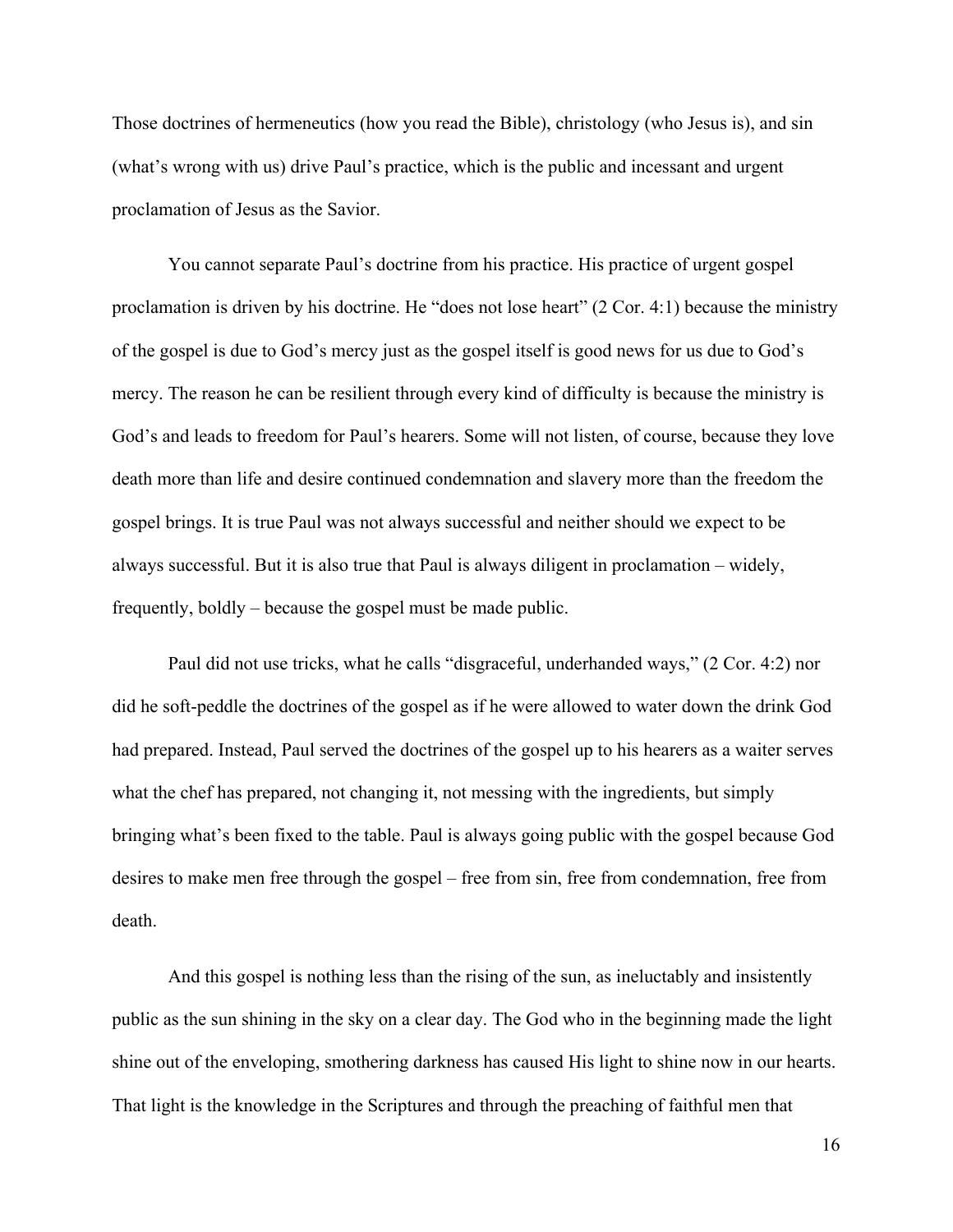Those doctrines of hermeneutics (how you read the Bible), christology (who Jesus is), and sin (what's wrong with us) drive Paul's practice, which is the public and incessant and urgent proclamation of Jesus as the Savior.

You cannot separate Paul's doctrine from his practice. His practice of urgent gospel proclamation is driven by his doctrine. He "does not lose heart" (2 Cor. 4:1) because the ministry of the gospel is due to God's mercy just as the gospel itself is good news for us due to God's mercy. The reason he can be resilient through every kind of difficulty is because the ministry is God's and leads to freedom for Paul's hearers. Some will not listen, of course, because they love death more than life and desire continued condemnation and slavery more than the freedom the gospel brings. It is true Paul was not always successful and neither should we expect to be always successful. But it is also true that Paul is always diligent in proclamation – widely, frequently, boldly – because the gospel must be made public.

Paul did not use tricks, what he calls "disgraceful, underhanded ways," (2 Cor. 4:2) nor did he soft-peddle the doctrines of the gospel as if he were allowed to water down the drink God had prepared. Instead, Paul served the doctrines of the gospel up to his hearers as a waiter serves what the chef has prepared, not changing it, not messing with the ingredients, but simply bringing what's been fixed to the table. Paul is always going public with the gospel because God desires to make men free through the gospel – free from sin, free from condemnation, free from death.

And this gospel is nothing less than the rising of the sun, as ineluctably and insistently public as the sun shining in the sky on a clear day. The God who in the beginning made the light shine out of the enveloping, smothering darkness has caused His light to shine now in our hearts. That light is the knowledge in the Scriptures and through the preaching of faithful men that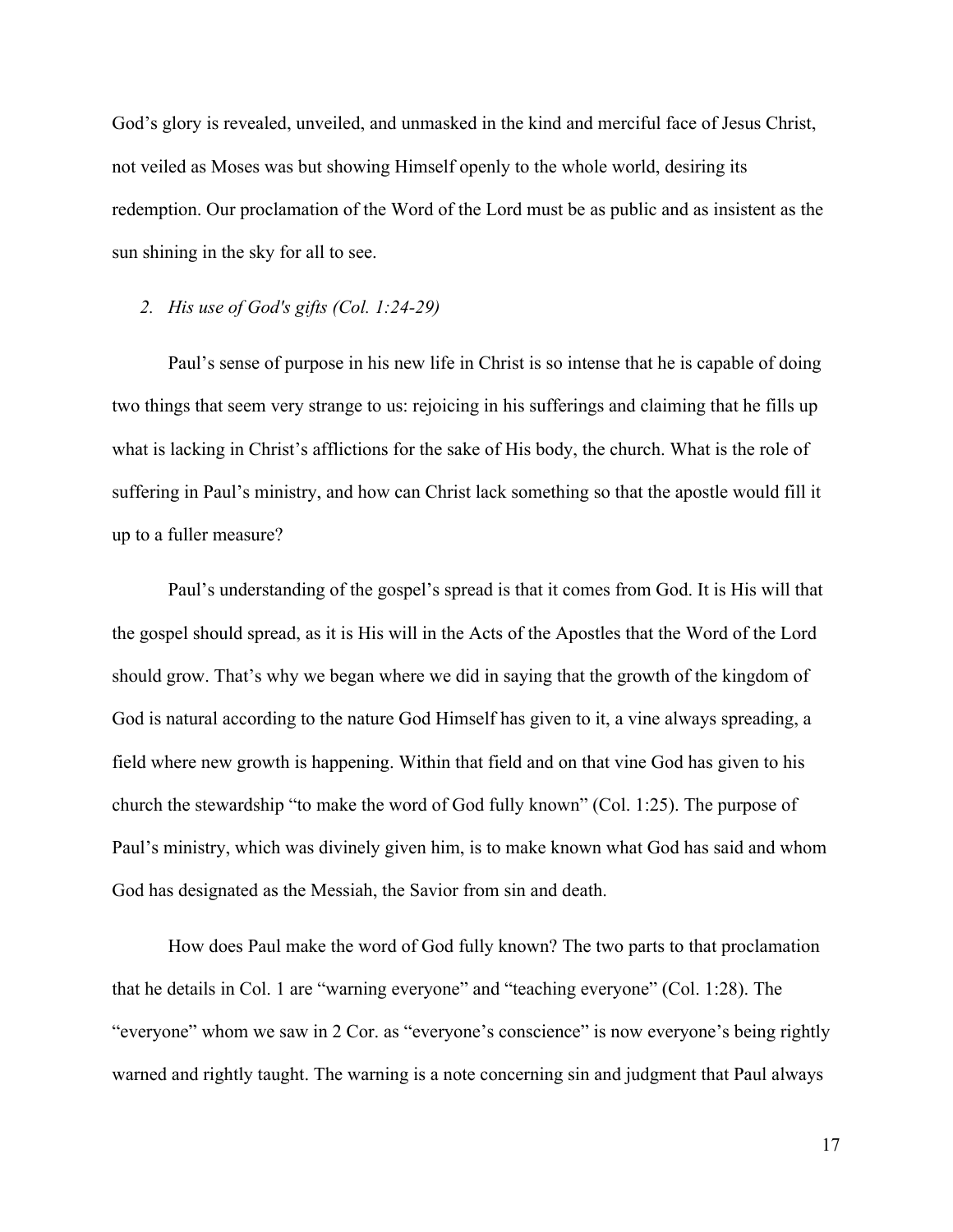God's glory is revealed, unveiled, and unmasked in the kind and merciful face of Jesus Christ, not veiled as Moses was but showing Himself openly to the whole world, desiring its redemption. Our proclamation of the Word of the Lord must be as public and as insistent as the sun shining in the sky for all to see.

*2. His use of God's gifts (Col. 1:24-29)*

Paul's sense of purpose in his new life in Christ is so intense that he is capable of doing two things that seem very strange to us: rejoicing in his sufferings and claiming that he fills up what is lacking in Christ's afflictions for the sake of His body, the church. What is the role of suffering in Paul's ministry, and how can Christ lack something so that the apostle would fill it up to a fuller measure?

Paul's understanding of the gospel's spread is that it comes from God. It is His will that the gospel should spread, as it is His will in the Acts of the Apostles that the Word of the Lord should grow. That's why we began where we did in saying that the growth of the kingdom of God is natural according to the nature God Himself has given to it, a vine always spreading, a field where new growth is happening. Within that field and on that vine God has given to his church the stewardship "to make the word of God fully known" (Col. 1:25). The purpose of Paul's ministry, which was divinely given him, is to make known what God has said and whom God has designated as the Messiah, the Savior from sin and death.

How does Paul make the word of God fully known? The two parts to that proclamation that he details in Col. 1 are "warning everyone" and "teaching everyone" (Col. 1:28). The "everyone" whom we saw in 2 Cor. as "everyone's conscience" is now everyone's being rightly warned and rightly taught. The warning is a note concerning sin and judgment that Paul always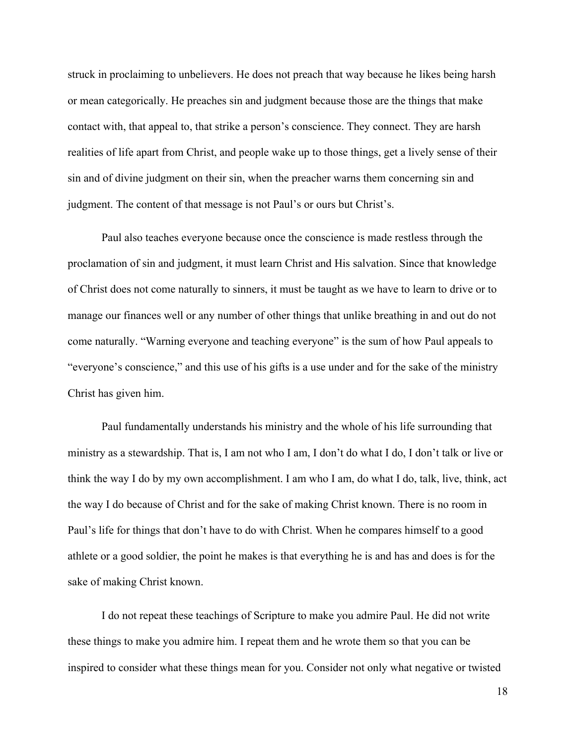struck in proclaiming to unbelievers. He does not preach that way because he likes being harsh or mean categorically. He preaches sin and judgment because those are the things that make contact with, that appeal to, that strike a person's conscience. They connect. They are harsh realities of life apart from Christ, and people wake up to those things, get a lively sense of their sin and of divine judgment on their sin, when the preacher warns them concerning sin and judgment. The content of that message is not Paul's or ours but Christ's.

Paul also teaches everyone because once the conscience is made restless through the proclamation of sin and judgment, it must learn Christ and His salvation. Since that knowledge of Christ does not come naturally to sinners, it must be taught as we have to learn to drive or to manage our finances well or any number of other things that unlike breathing in and out do not come naturally. "Warning everyone and teaching everyone" is the sum of how Paul appeals to "everyone's conscience," and this use of his gifts is a use under and for the sake of the ministry Christ has given him.

Paul fundamentally understands his ministry and the whole of his life surrounding that ministry as a stewardship. That is, I am not who I am, I don't do what I do, I don't talk or live or think the way I do by my own accomplishment. I am who I am, do what I do, talk, live, think, act the way I do because of Christ and for the sake of making Christ known. There is no room in Paul's life for things that don't have to do with Christ. When he compares himself to a good athlete or a good soldier, the point he makes is that everything he is and has and does is for the sake of making Christ known.

I do not repeat these teachings of Scripture to make you admire Paul. He did not write these things to make you admire him. I repeat them and he wrote them so that you can be inspired to consider what these things mean for you. Consider not only what negative or twisted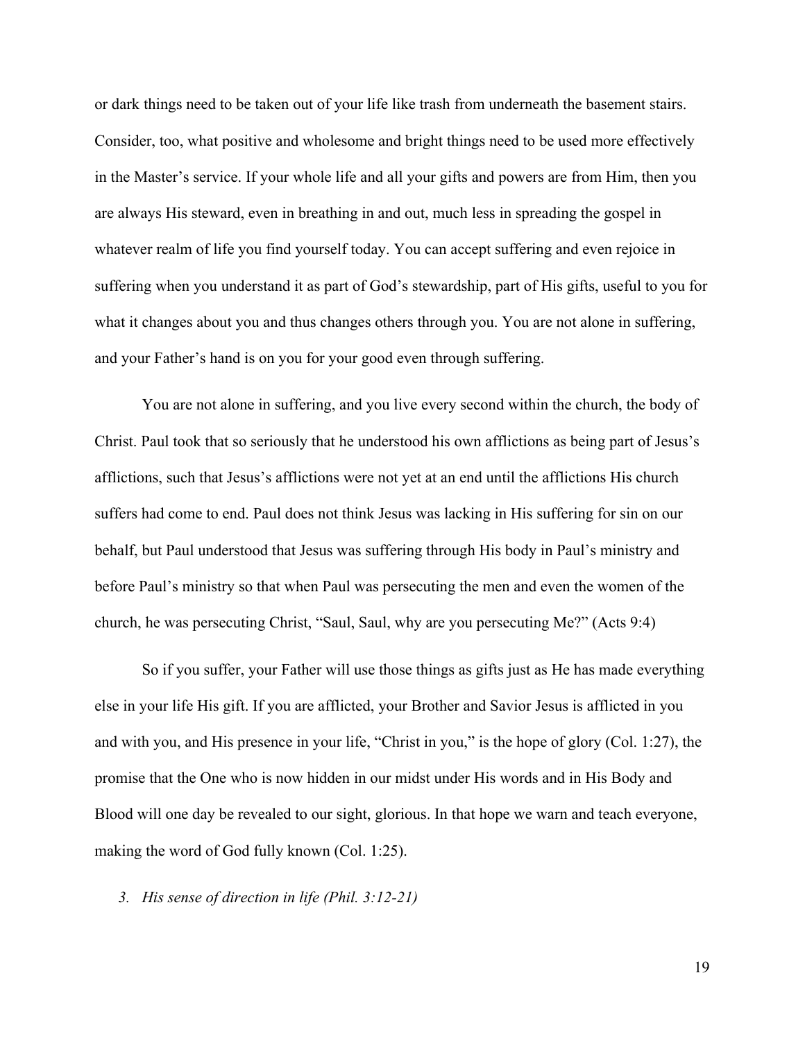or dark things need to be taken out of your life like trash from underneath the basement stairs. Consider, too, what positive and wholesome and bright things need to be used more effectively in the Master's service. If your whole life and all your gifts and powers are from Him, then you are always His steward, even in breathing in and out, much less in spreading the gospel in whatever realm of life you find yourself today. You can accept suffering and even rejoice in suffering when you understand it as part of God's stewardship, part of His gifts, useful to you for what it changes about you and thus changes others through you. You are not alone in suffering, and your Father's hand is on you for your good even through suffering.

You are not alone in suffering, and you live every second within the church, the body of Christ. Paul took that so seriously that he understood his own afflictions as being part of Jesus's afflictions, such that Jesus's afflictions were not yet at an end until the afflictions His church suffers had come to end. Paul does not think Jesus was lacking in His suffering for sin on our behalf, but Paul understood that Jesus was suffering through His body in Paul's ministry and before Paul's ministry so that when Paul was persecuting the men and even the women of the church, he was persecuting Christ, "Saul, Saul, why are you persecuting Me?" (Acts 9:4)

So if you suffer, your Father will use those things as gifts just as He has made everything else in your life His gift. If you are afflicted, your Brother and Savior Jesus is afflicted in you and with you, and His presence in your life, "Christ in you," is the hope of glory (Col. 1:27), the promise that the One who is now hidden in our midst under His words and in His Body and Blood will one day be revealed to our sight, glorious. In that hope we warn and teach everyone, making the word of God fully known (Col. 1:25).

*3. His sense of direction in life (Phil. 3:12-21)*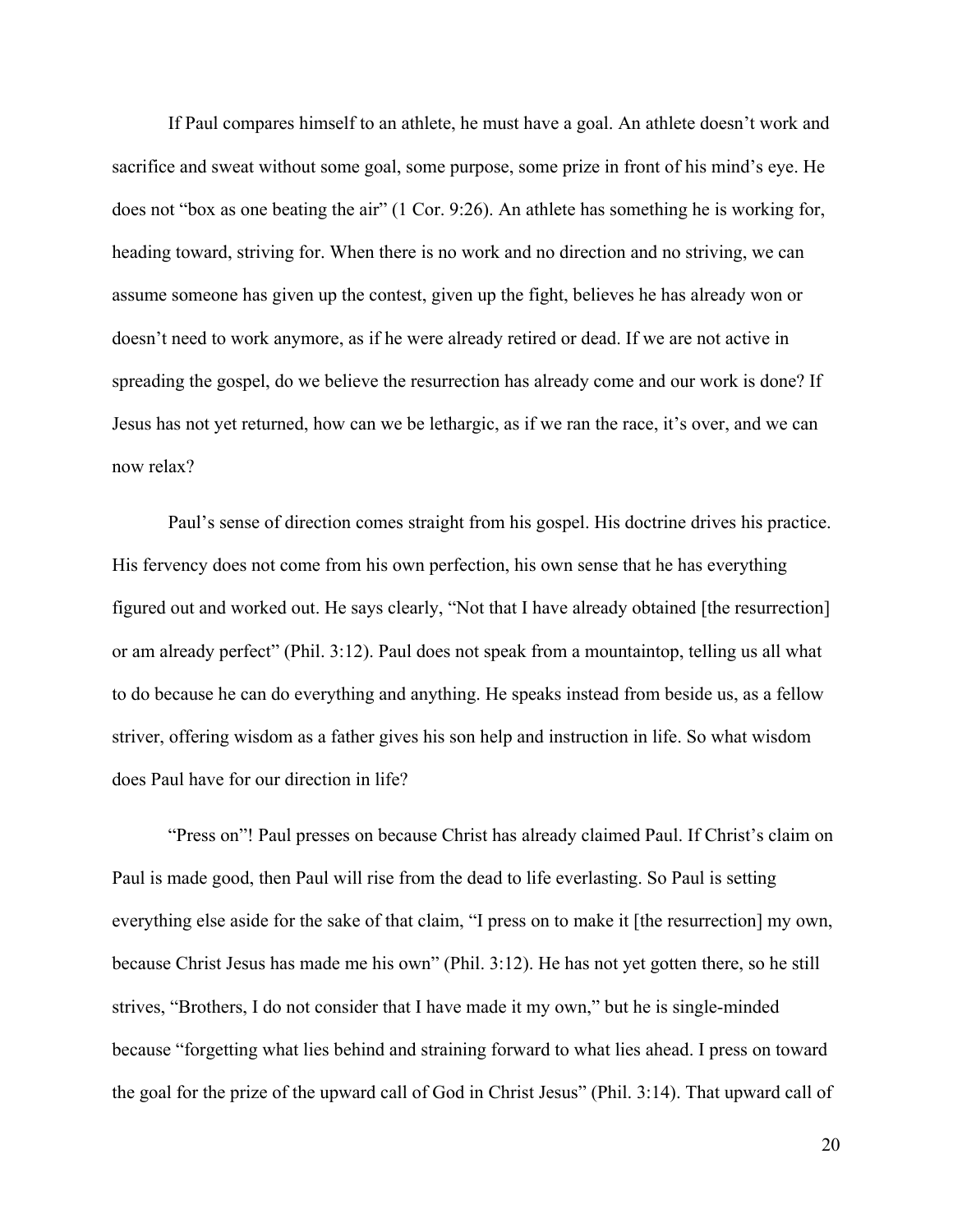If Paul compares himself to an athlete, he must have a goal. An athlete doesn't work and sacrifice and sweat without some goal, some purpose, some prize in front of his mind's eye. He does not "box as one beating the air" (1 Cor. 9:26). An athlete has something he is working for, heading toward, striving for. When there is no work and no direction and no striving, we can assume someone has given up the contest, given up the fight, believes he has already won or doesn't need to work anymore, as if he were already retired or dead. If we are not active in spreading the gospel, do we believe the resurrection has already come and our work is done? If Jesus has not yet returned, how can we be lethargic, as if we ran the race, it's over, and we can now relax?

Paul's sense of direction comes straight from his gospel. His doctrine drives his practice. His fervency does not come from his own perfection, his own sense that he has everything figured out and worked out. He says clearly, "Not that I have already obtained [the resurrection] or am already perfect" (Phil. 3:12). Paul does not speak from a mountaintop, telling us all what to do because he can do everything and anything. He speaks instead from beside us, as a fellow striver, offering wisdom as a father gives his son help and instruction in life. So what wisdom does Paul have for our direction in life?

"Press on"! Paul presses on because Christ has already claimed Paul. If Christ's claim on Paul is made good, then Paul will rise from the dead to life everlasting. So Paul is setting everything else aside for the sake of that claim, "I press on to make it [the resurrection] my own, because Christ Jesus has made me his own" (Phil. 3:12). He has not yet gotten there, so he still strives, "Brothers, I do not consider that I have made it my own," but he is single-minded because "forgetting what lies behind and straining forward to what lies ahead. I press on toward the goal for the prize of the upward call of God in Christ Jesus" (Phil. 3:14). That upward call of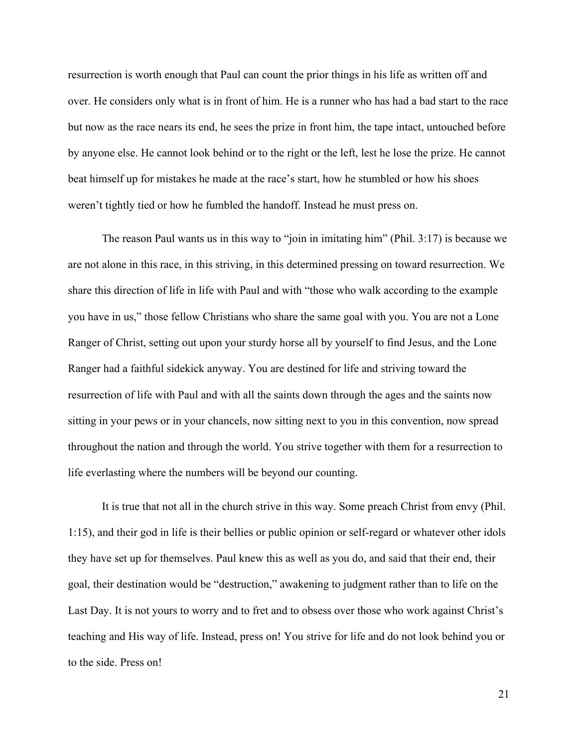resurrection is worth enough that Paul can count the prior things in his life as written off and over. He considers only what is in front of him. He is a runner who has had a bad start to the race but now as the race nears its end, he sees the prize in front him, the tape intact, untouched before by anyone else. He cannot look behind or to the right or the left, lest he lose the prize. He cannot beat himself up for mistakes he made at the race's start, how he stumbled or how his shoes weren't tightly tied or how he fumbled the handoff. Instead he must press on.

The reason Paul wants us in this way to "join in imitating him" (Phil. 3:17) is because we are not alone in this race, in this striving, in this determined pressing on toward resurrection. We share this direction of life in life with Paul and with "those who walk according to the example you have in us," those fellow Christians who share the same goal with you. You are not a Lone Ranger of Christ, setting out upon your sturdy horse all by yourself to find Jesus, and the Lone Ranger had a faithful sidekick anyway. You are destined for life and striving toward the resurrection of life with Paul and with all the saints down through the ages and the saints now sitting in your pews or in your chancels, now sitting next to you in this convention, now spread throughout the nation and through the world. You strive together with them for a resurrection to life everlasting where the numbers will be beyond our counting.

It is true that not all in the church strive in this way. Some preach Christ from envy (Phil. 1:15), and their god in life is their bellies or public opinion or self-regard or whatever other idols they have set up for themselves. Paul knew this as well as you do, and said that their end, their goal, their destination would be "destruction," awakening to judgment rather than to life on the Last Day. It is not yours to worry and to fret and to obsess over those who work against Christ's teaching and His way of life. Instead, press on! You strive for life and do not look behind you or to the side. Press on!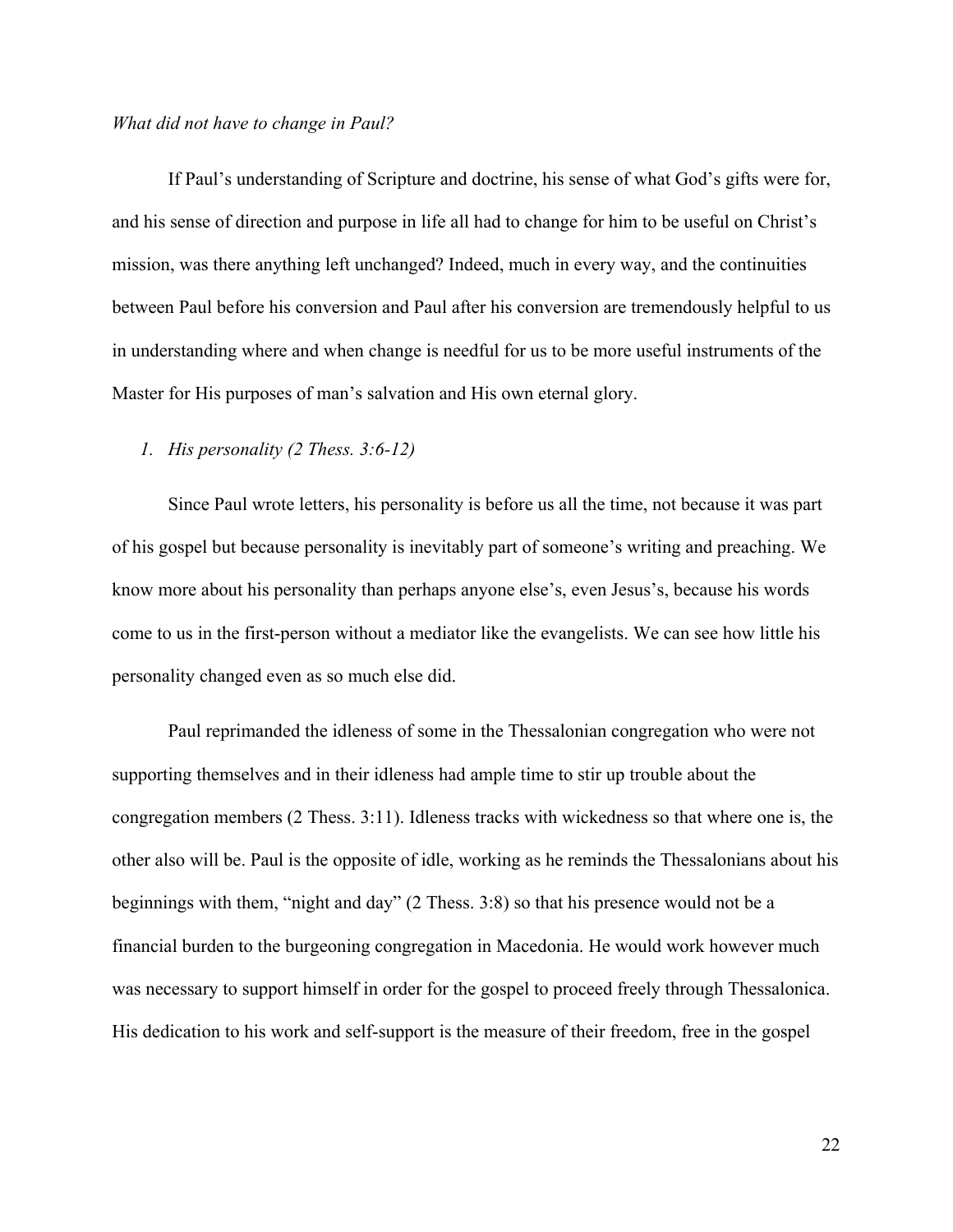*What did not have to change in Paul?*

If Paul's understanding of Scripture and doctrine, his sense of what God's gifts were for, and his sense of direction and purpose in life all had to change for him to be useful on Christ's mission, was there anything left unchanged? Indeed, much in every way, and the continuities between Paul before his conversion and Paul after his conversion are tremendously helpful to us in understanding where and when change is needful for us to be more useful instruments of the Master for His purposes of man's salvation and His own eternal glory.

1. *His personality (2 Thess. 3:6-12)*

Since Paul wrote letters, his personality is before us all the time, not because it was part of his gospel but because personality is inevitably part of someone's writing and preaching. We know more about his personality than perhaps anyone else's, even Jesus's, because his words come to us in the first-person without a mediator like the evangelists. We can see how little his personality changed even as so much else did.

Paul reprimanded the idleness of some in the Thessalonian congregation who were not supporting themselves and in their idleness had ample time to stir up trouble about the congregation members (2 Thess. 3:11). Idleness tracks with wickedness so that where one is, the other also will be. Paul is the opposite of idle, working as he reminds the Thessalonians about his beginnings with them, "night and day" (2 Thess. 3:8) so that his presence would not be a financial burden to the burgeoning congregation in Macedonia. He would work however much was necessary to support himself in order for the gospel to proceed freely through Thessalonica. His dedication to his work and self-support is the measure of their freedom, free in the gospel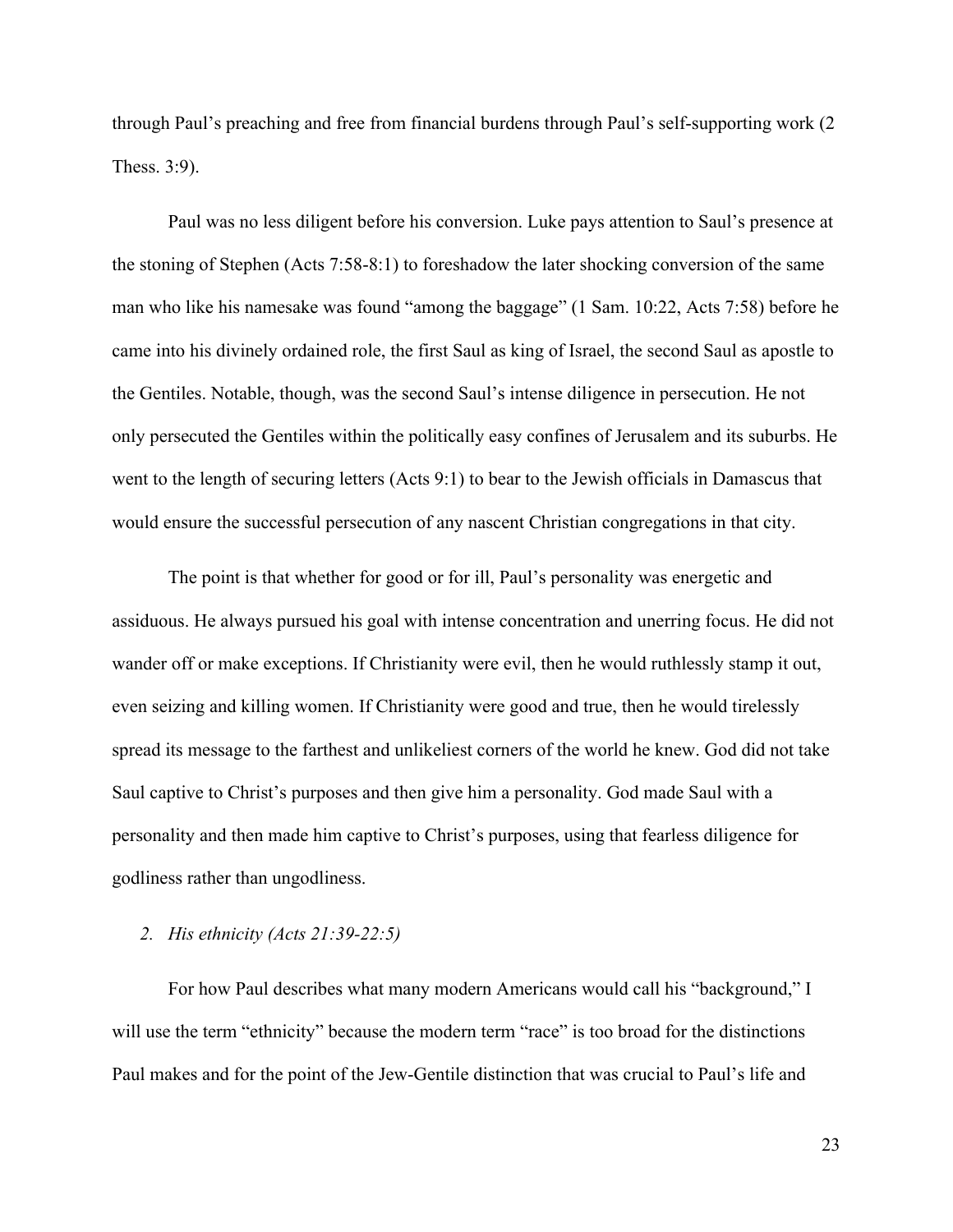through Paul's preaching and free from financial burdens through Paul's self-supporting work (2 Thess. 3:9).

Paul was no less diligent before his conversion. Luke pays attention to Saul's presence at the stoning of Stephen (Acts 7:58-8:1) to foreshadow the later shocking conversion of the same man who like his namesake was found "among the baggage" (1 Sam. 10:22, Acts 7:58) before he came into his divinely ordained role, the first Saul as king of Israel, the second Saul as apostle to the Gentiles. Notable, though, was the second Saul's intense diligence in persecution. He not only persecuted the Gentiles within the politically easy confines of Jerusalem and its suburbs. He went to the length of securing letters (Acts 9:1) to bear to the Jewish officials in Damascus that would ensure the successful persecution of any nascent Christian congregations in that city.

The point is that whether for good or for ill, Paul's personality was energetic and assiduous. He always pursued his goal with intense concentration and unerring focus. He did not wander off or make exceptions. If Christianity were evil, then he would ruthlessly stamp it out, even seizing and killing women. If Christianity were good and true, then he would tirelessly spread its message to the farthest and unlikeliest corners of the world he knew. God did not take Saul captive to Christ's purposes and then give him a personality. God made Saul with a personality and then made him captive to Christ's purposes, using that fearless diligence for godliness rather than ungodliness.

2. *His ethnicity (Acts 21:39-22:5)*

For how Paul describes what many modern Americans would call his "background," I will use the term "ethnicity" because the modern term "race" is too broad for the distinctions Paul makes and for the point of the Jew-Gentile distinction that was crucial to Paul's life and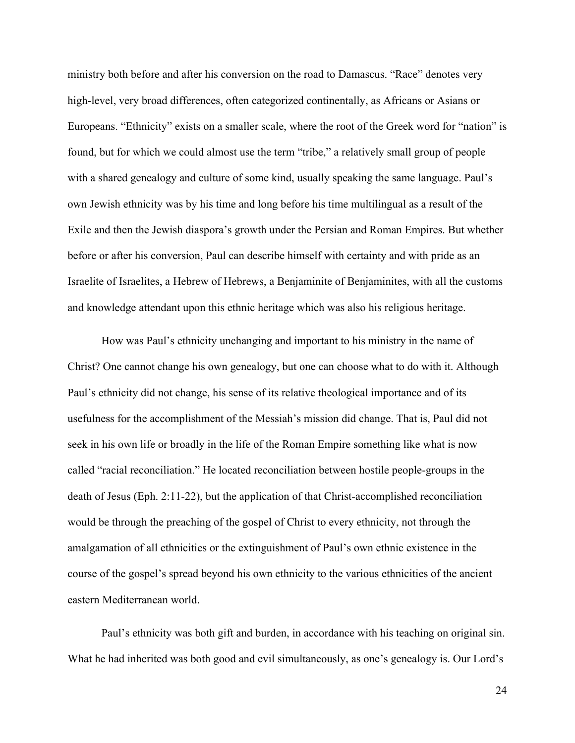ministry both before and after his conversion on the road to Damascus. "Race" denotes very high-level, very broad differences, often categorized continentally, as Africans or Asians or Europeans. "Ethnicity" exists on a smaller scale, where the root of the Greek word for "nation" is found, but for which we could almost use the term "tribe," a relatively small group of people with a shared genealogy and culture of some kind, usually speaking the same language. Paul's own Jewish ethnicity was by his time and long before his time multilingual as a result of the Exile and then the Jewish diaspora's growth under the Persian and Roman Empires. But whether before or after his conversion, Paul can describe himself with certainty and with pride as an Israelite of Israelites, a Hebrew of Hebrews, a Benjaminite of Benjaminites, with all the customs and knowledge attendant upon this ethnic heritage which was also his religious heritage.

How was Paul's ethnicity unchanging and important to his ministry in the name of Christ? One cannot change his own genealogy, but one can choose what to do with it. Although Paul's ethnicity did not change, his sense of its relative theological importance and of its usefulness for the accomplishment of the Messiah's mission did change. That is, Paul did not seek in his own life or broadly in the life of the Roman Empire something like what is now called "racial reconciliation." He located reconciliation between hostile people-groups in the death of Jesus (Eph. 2:11-22), but the application of that Christ-accomplished reconciliation would be through the preaching of the gospel of Christ to every ethnicity, not through the amalgamation of all ethnicities or the extinguishment of Paul's own ethnic existence in the course of the gospel's spread beyond his own ethnicity to the various ethnicities of the ancient eastern Mediterranean world.

Paul's ethnicity was both gift and burden, in accordance with his teaching on original sin. What he had inherited was both good and evil simultaneously, as one's genealogy is. Our Lord's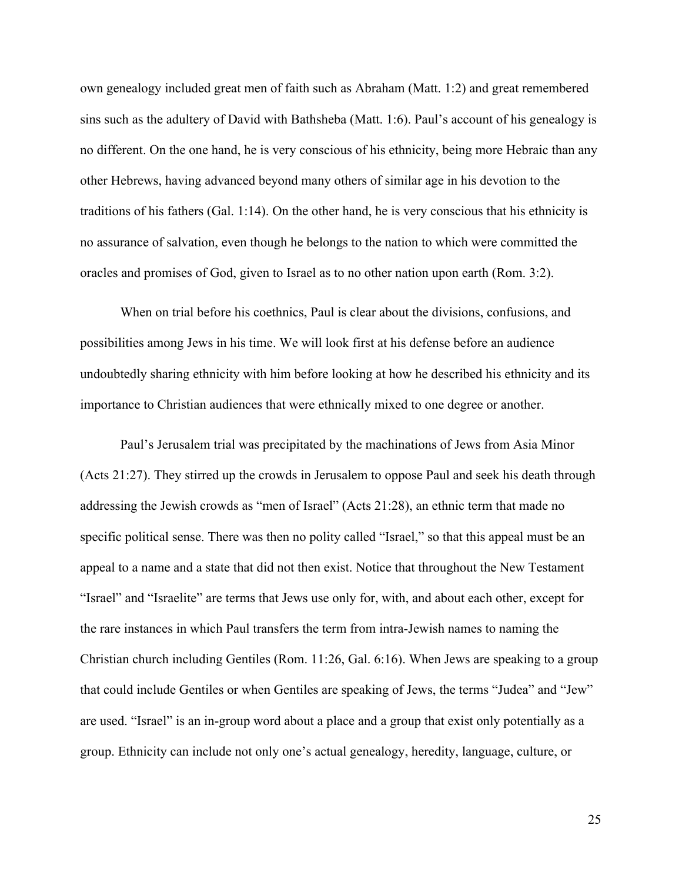own genealogy included great men of faith such as Abraham (Matt. 1:2) and great remembered sins such as the adultery of David with Bathsheba (Matt. 1:6). Paul's account of his genealogy is no different. On the one hand, he is very conscious of his ethnicity, being more Hebraic than any other Hebrews, having advanced beyond many others of similar age in his devotion to the traditions of his fathers (Gal. 1:14). On the other hand, he is very conscious that his ethnicity is no assurance of salvation, even though he belongs to the nation to which were committed the oracles and promises of God, given to Israel as to no other nation upon earth (Rom. 3:2).

When on trial before his coethnics, Paul is clear about the divisions, confusions, and possibilities among Jews in his time. We will look first at his defense before an audience undoubtedly sharing ethnicity with him before looking at how he described his ethnicity and its importance to Christian audiences that were ethnically mixed to one degree or another.

Paul's Jerusalem trial was precipitated by the machinations of Jews from Asia Minor (Acts 21:27). They stirred up the crowds in Jerusalem to oppose Paul and seek his death through addressing the Jewish crowds as "men of Israel" (Acts 21:28), an ethnic term that made no specific political sense. There was then no polity called "Israel," so that this appeal must be an appeal to a name and a state that did not then exist. Notice that throughout the New Testament "Israel" and "Israelite" are terms that Jews use only for, with, and about each other, except for the rare instances in which Paul transfers the term from intra-Jewish names to naming the Christian church including Gentiles (Rom. 11:26, Gal. 6:16). When Jews are speaking to a group that could include Gentiles or when Gentiles are speaking of Jews, the terms "Judea" and "Jew" are used. "Israel" is an in-group word about a place and a group that exist only potentially as a group. Ethnicity can include not only one's actual genealogy, heredity, language, culture, or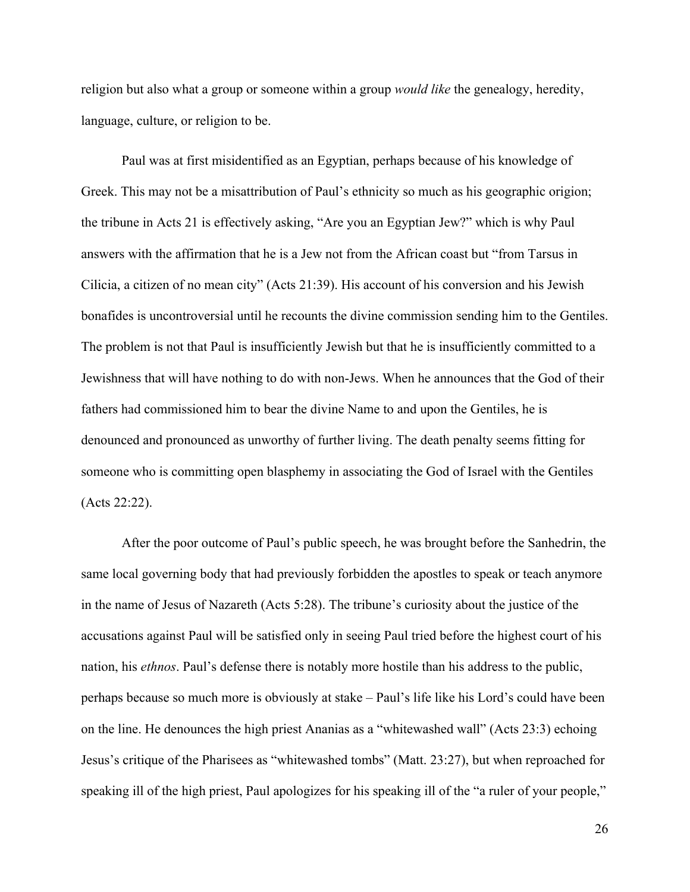religion but also what a group or someone within a group *would like* the genealogy, heredity, language, culture, or religion to be.

Paul was at first misidentified as an Egyptian, perhaps because of his knowledge of Greek. This may not be a misattribution of Paul's ethnicity so much as his geographic origion; the tribune in Acts 21 is effectively asking, "Are you an Egyptian Jew?" which is why Paul answers with the affirmation that he is a Jew not from the African coast but "from Tarsus in Cilicia, a citizen of no mean city" (Acts 21:39). His account of his conversion and his Jewish bonafides is uncontroversial until he recounts the divine commission sending him to the Gentiles. The problem is not that Paul is insufficiently Jewish but that he is insufficiently committed to a Jewishness that will have nothing to do with non-Jews. When he announces that the God of their fathers had commissioned him to bear the divine Name to and upon the Gentiles, he is denounced and pronounced as unworthy of further living. The death penalty seems fitting for someone who is committing open blasphemy in associating the God of Israel with the Gentiles (Acts 22:22).

After the poor outcome of Paul's public speech, he was brought before the Sanhedrin, the same local governing body that had previously forbidden the apostles to speak or teach anymore in the name of Jesus of Nazareth (Acts 5:28). The tribune's curiosity about the justice of the accusations against Paul will be satisfied only in seeing Paul tried before the highest court of his nation, his *ethnos*. Paul's defense there is notably more hostile than his address to the public, perhaps because so much more is obviously at stake – Paul's life like his Lord's could have been on the line. He denounces the high priest Ananias as a "whitewashed wall" (Acts 23:3) echoing Jesus's critique of the Pharisees as "whitewashed tombs" (Matt. 23:27), but when reproached for speaking ill of the high priest, Paul apologizes for his speaking ill of the "a ruler of your people,"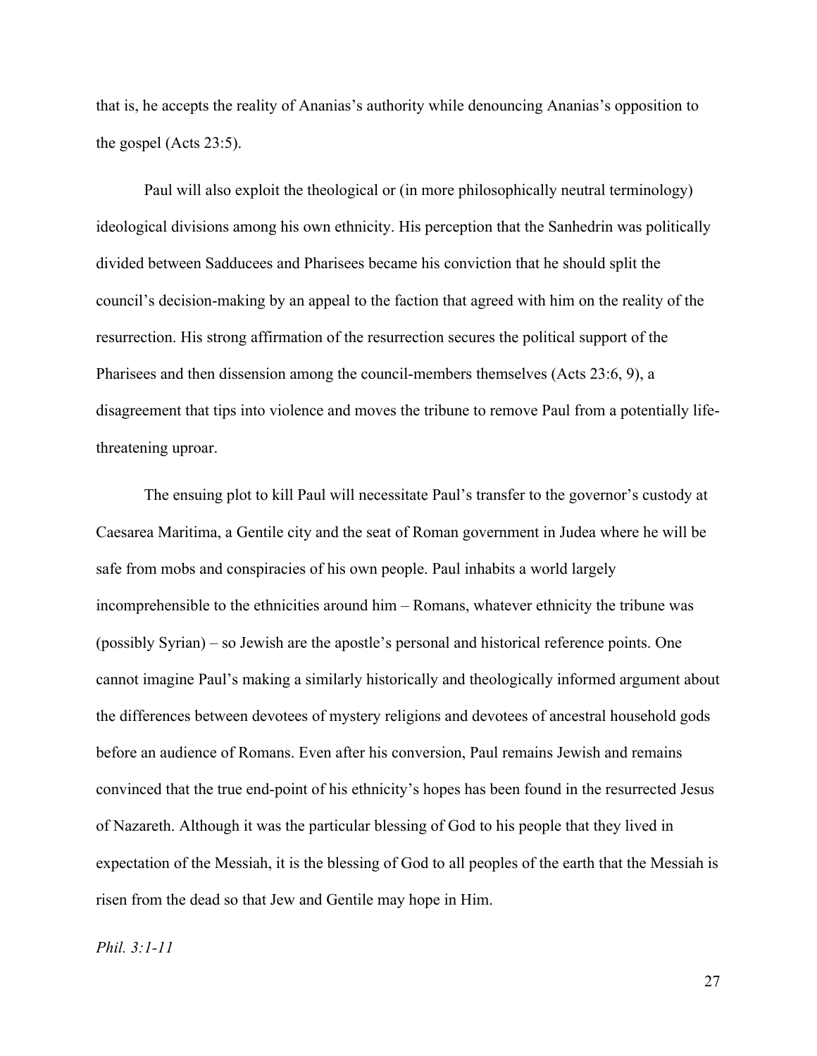that is, he accepts the reality of Ananias's authority while denouncing Ananias's opposition to the gospel (Acts 23:5).

Paul will also exploit the theological or (in more philosophically neutral terminology) ideological divisions among his own ethnicity. His perception that the Sanhedrin was politically divided between Sadducees and Pharisees became his conviction that he should split the council's decision-making by an appeal to the faction that agreed with him on the reality of the resurrection. His strong affirmation of the resurrection secures the political support of the Pharisees and then dissension among the council-members themselves (Acts 23:6, 9), a disagreement that tips into violence and moves the tribune to remove Paul from a potentially life-threatening uproar.

The ensuing plot to kill Paul will necessitate Paul's transfer to the governor's custody at Caesarea Maritima, a Gentile city and the seat of Roman government in Judea where he will be safe from mobs and conspiracies of his own people. Paul inhabits a world largely incomprehensible to the ethnicities around him – Romans, whatever ethnicity the tribune was (possibly Syrian) – so Jewish are the apostle's personal and historical reference points. One cannot imagine Paul's making a similarly historically and theologically informed argument about the differences between devotees of mystery religions and devotees of ancestral household gods before an audience of Romans. Even after his conversion, Paul remains Jewish and remains convinced that the true end-point of his ethnicity's hopes has been found in the resurrected Jesus of Nazareth. Although it was the particular blessing of God to his people that they lived in expectation of the Messiah, it is the blessing of God to all peoples of the earth that the Messiah is risen from the dead so that Jew and Gentile may hope in Him.

*Phil. 3:1-11*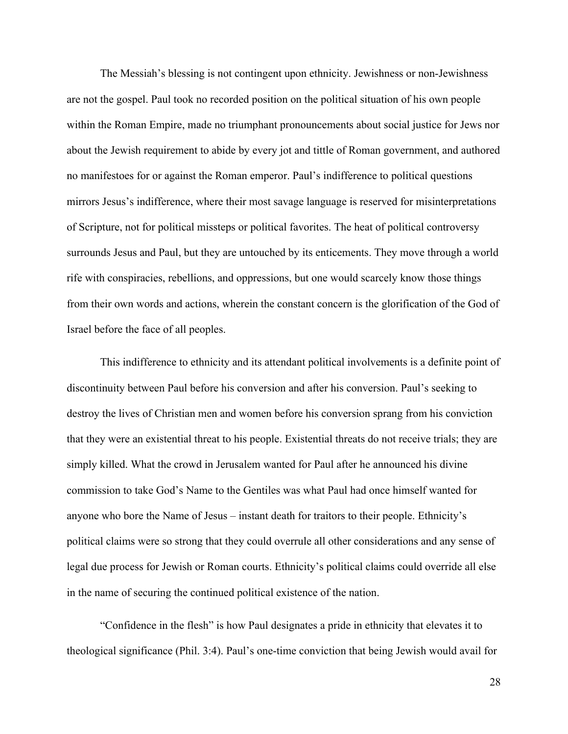The Messiah's blessing is not contingent upon ethnicity. Jewishness or non-Jewishness are not the gospel. Paul took no recorded position on the political situation of his own people within the Roman Empire, made no triumphant pronouncements about social justice for Jews nor about the Jewish requirement to abide by every jot and tittle of Roman government, and authored no manifestoes for or against the Roman emperor. Paul's indifference to political questions mirrors Jesus's indifference, where their most savage language is reserved for misinterpretations of Scripture, not for political missteps or political favorites. The heat of political controversy surrounds Jesus and Paul, but they are untouched by its enticements. They move through a world rife with conspiracies, rebellions, and oppressions, but one would scarcely know those things from their own words and actions, wherein the constant concern is the glorification of the God of Israel before the face of all peoples.

This indifference to ethnicity and its attendant political involvements is a definite point of discontinuity between Paul before his conversion and after his conversion. Paul's seeking to destroy the lives of Christian men and women before his conversion sprang from his conviction that they were an existential threat to his people. Existential threats do not receive trials; they are simply killed. What the crowd in Jerusalem wanted for Paul after he announced his divine commission to take God's Name to the Gentiles was what Paul had once himself wanted for anyone who bore the Name of Jesus – instant death for traitors to their people. Ethnicity's political claims were so strong that they could overrule all other considerations and any sense of legal due process for Jewish or Roman courts. Ethnicity's political claims could override all else in the name of securing the continued political existence of the nation.

"Confidence in the flesh" is how Paul designates a pride in ethnicity that elevates it to theological significance (Phil. 3:4). Paul's one-time conviction that being Jewish would avail for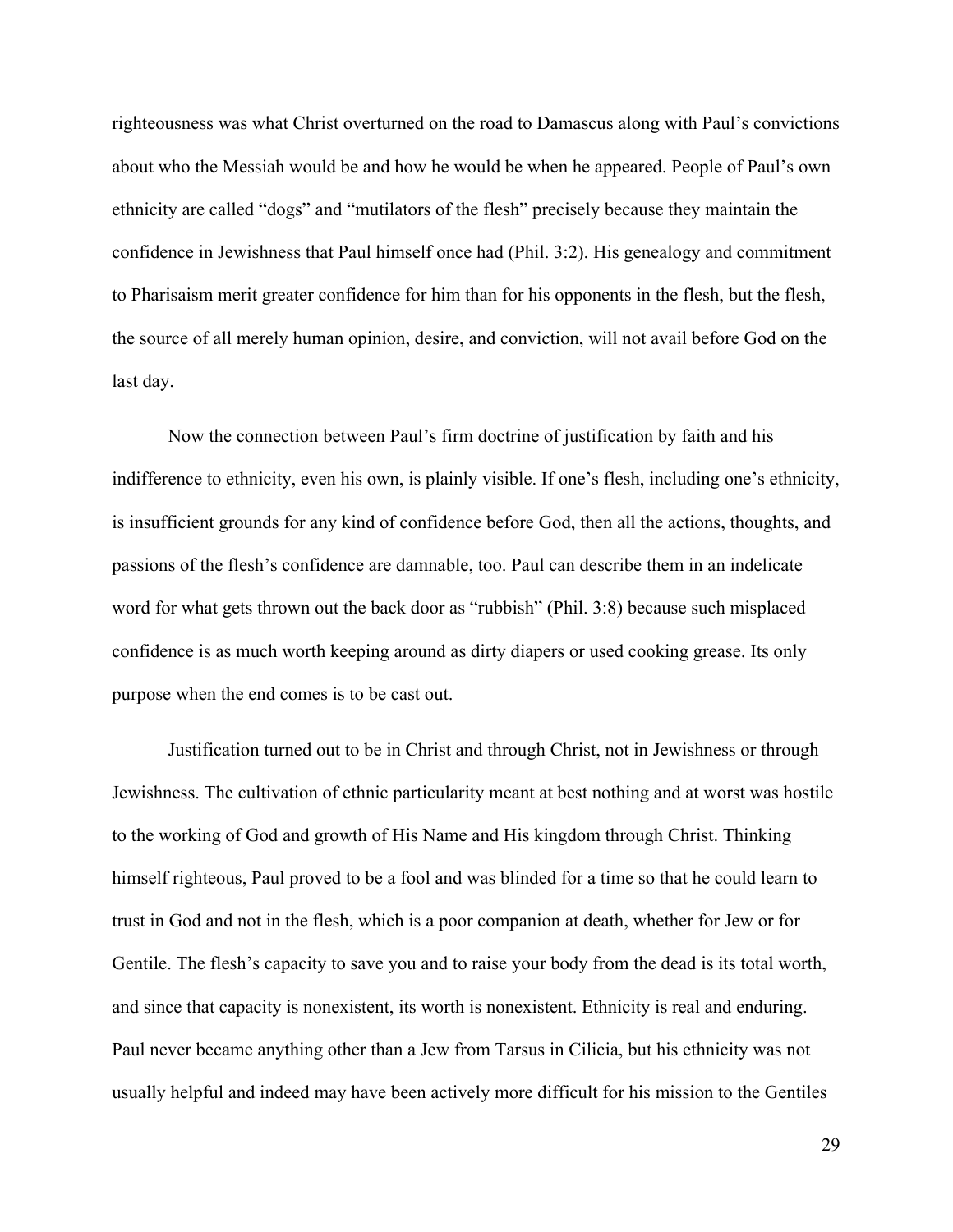righteousness was what Christ overturned on the road to Damascus along with Paul's convictions about who the Messiah would be and how he would be when he appeared. People of Paul's own ethnicity are called "dogs" and "mutilators of the flesh" precisely because they maintain the confidence in Jewishness that Paul himself once had (Phil. 3:2). His genealogy and commitment to Pharisaism merit greater confidence for him than for his opponents in the flesh, but the flesh, the source of all merely human opinion, desire, and conviction, will not avail before God on the last day.

Now the connection between Paul's firm doctrine of justification by faith and his indifference to ethnicity, even his own, is plainly visible. If one's flesh, including one's ethnicity, is insufficient grounds for any kind of confidence before God, then all the actions, thoughts, and passions of the flesh's confidence are damnable, too. Paul can describe them in an indelicate word for what gets thrown out the back door as "rubbish" (Phil. 3:8) because such misplaced confidence is as much worth keeping around as dirty diapers or used cooking grease. Its only purpose when the end comes is to be cast out.

Justification turned out to be in Christ and through Christ, not in Jewishness or through Jewishness. The cultivation of ethnic particularity meant at best nothing and at worst was hostile to the working of God and growth of His Name and His kingdom through Christ. Thinking himself righteous, Paul proved to be a fool and was blinded for a time so that he could learn to trust in God and not in the flesh, which is a poor companion at death, whether for Jew or for Gentile. The flesh's capacity to save you and to raise your body from the dead is its total worth, and since that capacity is nonexistent, its worth is nonexistent. Ethnicity is real and enduring. Paul never became anything other than a Jew from Tarsus in Cilicia, but his ethnicity was not usually helpful and indeed may have been actively more difficult for his mission to the Gentiles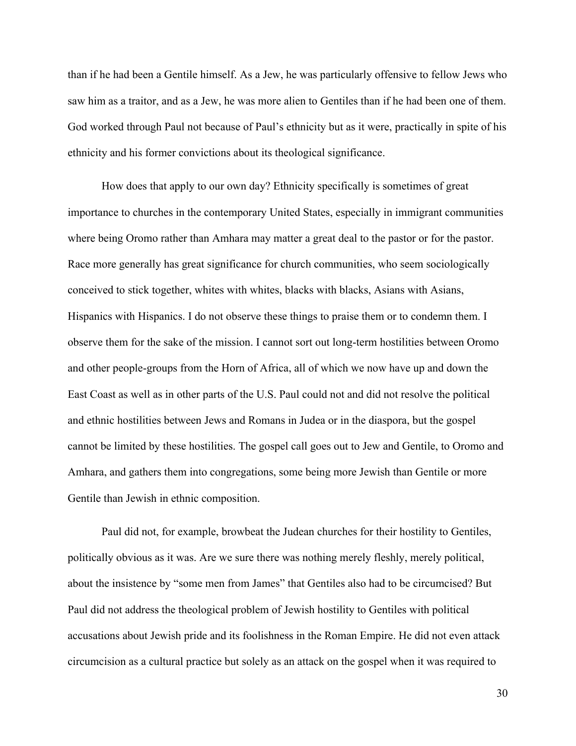than if he had been a Gentile himself. As a Jew, he was particularly offensive to fellow Jews who saw him as a traitor, and as a Jew, he was more alien to Gentiles than if he had been one of them. God worked through Paul not because of Paul's ethnicity but as it were, practically in spite of his ethnicity and his former convictions about its theological significance.

How does that apply to our own day? Ethnicity specifically is sometimes of great importance to churches in the contemporary United States, especially in immigrant communities where being Oromo rather than Amhara may matter a great deal to the pastor or for the pastor. Race more generally has great significance for church communities, who seem sociologically conceived to stick together, whites with whites, blacks with blacks, Asians with Asians, Hispanics with Hispanics. I do not observe these things to praise them or to condemn them. I observe them for the sake of the mission. I cannot sort out long-term hostilities between Oromo and other people-groups from the Horn of Africa, all of which we now have up and down the East Coast as well as in other parts of the U.S. Paul could not and did not resolve the political and ethnic hostilities between Jews and Romans in Judea or in the diaspora, but the gospel cannot be limited by these hostilities. The gospel call goes out to Jew and Gentile, to Oromo and Amhara, and gathers them into congregations, some being more Jewish than Gentile or more Gentile than Jewish in ethnic composition.

Paul did not, for example, browbeat the Judean churches for their hostility to Gentiles, politically obvious as it was. Are we sure there was nothing merely fleshly, merely political, about the insistence by "some men from James" that Gentiles also had to be circumcised? But Paul did not address the theological problem of Jewish hostility to Gentiles with political accusations about Jewish pride and its foolishness in the Roman Empire. He did not even attack circumcision as a cultural practice but solely as an attack on the gospel when it was required to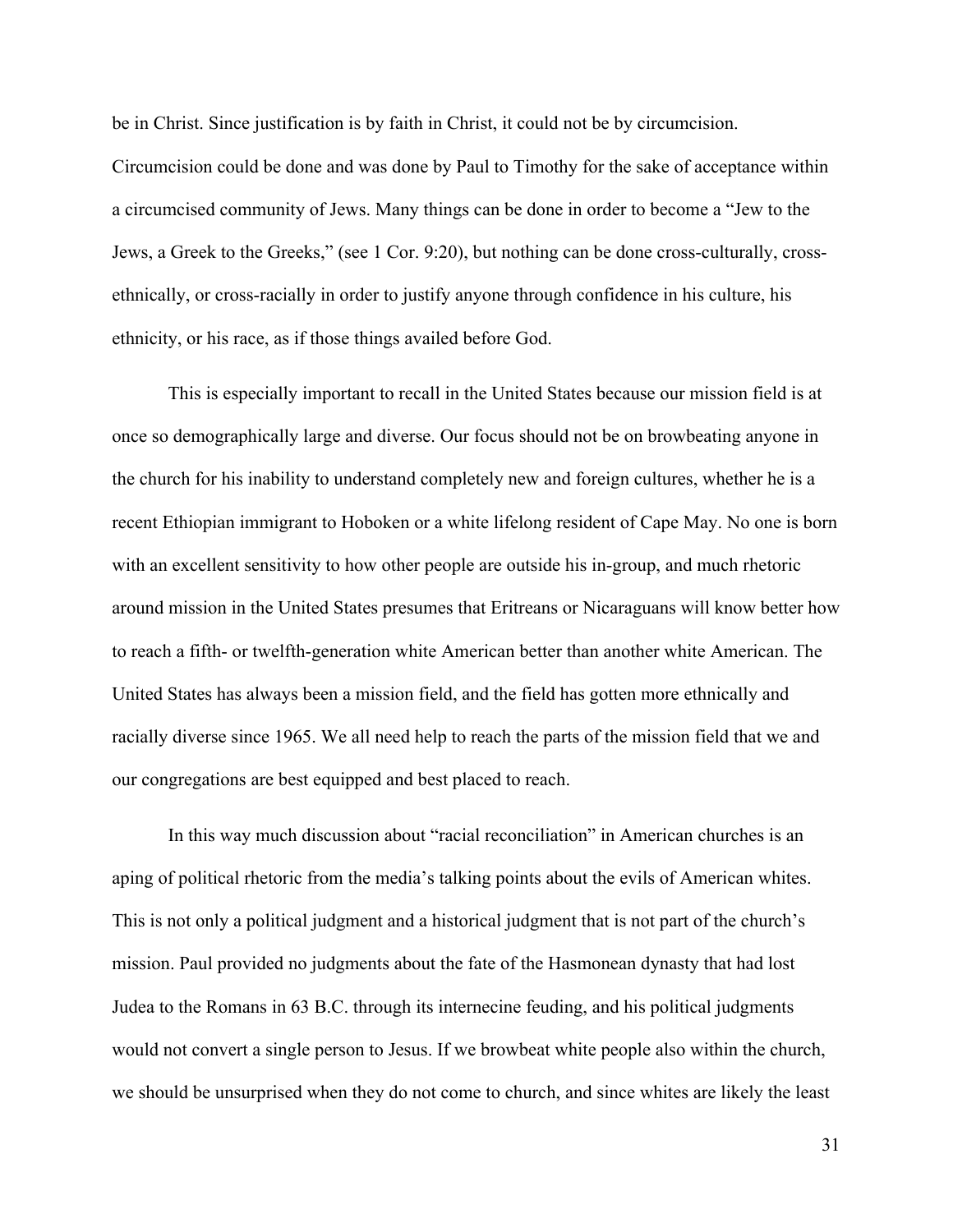be in Christ. Since justification is by faith in Christ, it could not be by circumcision. Circumcision could be done and was done by Paul to Timothy for the sake of acceptance within a circumcised community of Jews. Many things can be done in order to become a "Jew to the Jews, a Greek to the Greeks," (see 1 Cor. 9:20), but nothing can be done cross-culturally, cross-ethnically, or cross-racially in order to justify anyone through confidence in his culture, his ethnicity, or his race, as if those things availed before God.

This is especially important to recall in the United States because our mission field is at once so demographically large and diverse. Our focus should not be on browbeating anyone in the church for his inability to understand completely new and foreign cultures, whether he is a recent Ethiopian immigrant to Hoboken or a white lifelong resident of Cape May. No one is born with an excellent sensitivity to how other people are outside his in-group, and much rhetoric around mission in the United States presumes that Eritreans or Nicaraguans will know better how to reach a fifth- or twelfth-generation white American better than another white American. The United States has always been a mission field, and the field has gotten more ethnically and racially diverse since 1965. We all need help to reach the parts of the mission field that we and our congregations are best equipped and best placed to reach.

In this way much discussion about "racial reconciliation" in American churches is an aping of political rhetoric from the media's talking points about the evils of American whites. This is not only a political judgment and a historical judgment that is not part of the church's mission. Paul provided no judgments about the fate of the Hasmonean dynasty that had lost Judea to the Romans in 63 B.C. through its internecine feuding, and his political judgments would not convert a single person to Jesus. If we browbeat white people also within the church, we should be unsurprised when they do not come to church, and since whites are likely the least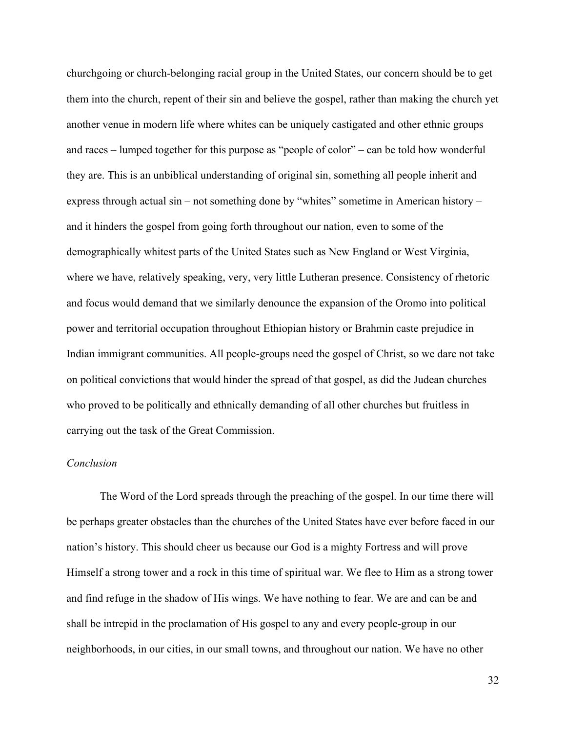churchgoing or church-belonging racial group in the United States, our concern should be to get them into the church, repent of their sin and believe the gospel, rather than making the church yet another venue in modern life where whites can be uniquely castigated and other ethnic groups and races – lumped together for this purpose as "people of color" – can be told how wonderful they are. This is an unbiblical understanding of original sin, something all people inherit and express through actual sin – not something done by "whites" sometime in American history – and it hinders the gospel from going forth throughout our nation, even to some of the demographically whitest parts of the United States such as New England or West Virginia, where we have, relatively speaking, very, very little Lutheran presence. Consistency of rhetoric and focus would demand that we similarly denounce the expansion of the Oromo into political power and territorial occupation throughout Ethiopian history or Brahmin caste prejudice in Indian immigrant communities. All people-groups need the gospel of Christ, so we dare not take on political convictions that would hinder the spread of that gospel, as did the Judean churches who proved to be politically and ethnically demanding of all other churches but fruitless in carrying out the task of the Great Commission.

*Conclusion*

The Word of the Lord spreads through the preaching of the gospel. In our time there will be perhaps greater obstacles than the churches of the United States have ever before faced in our nation's history. This should cheer us because our God is a mighty Fortress and will prove Himself a strong tower and a rock in this time of spiritual war. We flee to Him as a strong tower and find refuge in the shadow of His wings. We have nothing to fear. We are and can be and shall be intrepid in the proclamation of His gospel to any and every people-group in our neighborhoods, in our cities, in our small towns, and throughout our nation. We have no other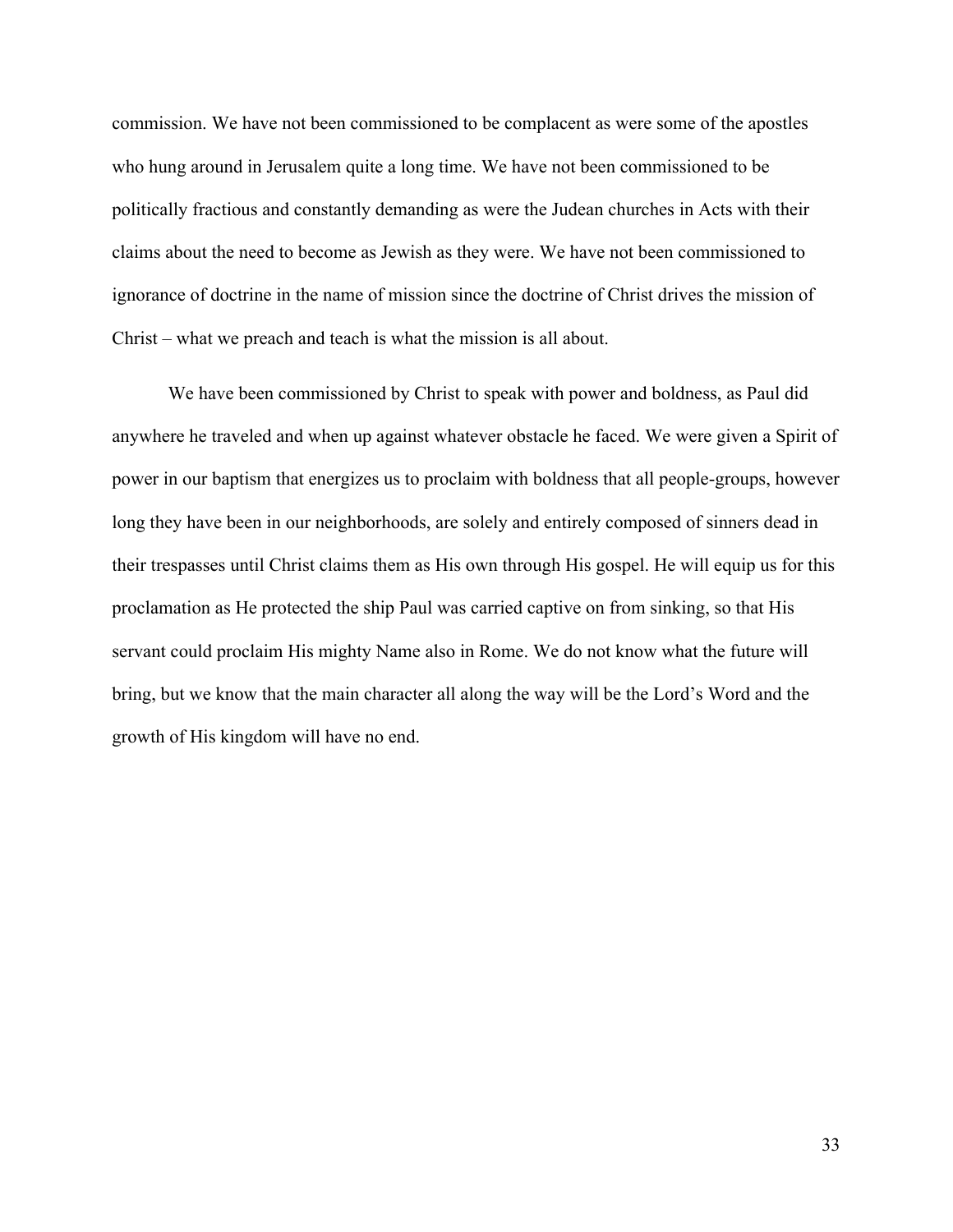commission. We have not been commissioned to be complacent as were some of the apostles who hung around in Jerusalem quite a long time. We have not been commissioned to be politically fractious and constantly demanding as were the Judean churches in Acts with their claims about the need to become as Jewish as they were. We have not been commissioned to ignorance of doctrine in the name of mission since the doctrine of Christ drives the mission of Christ – what we preach and teach is what the mission is all about.

We have been commissioned by Christ to speak with power and boldness, as Paul did anywhere he traveled and when up against whatever obstacle he faced. We were given a Spirit of power in our baptism that energizes us to proclaim with boldness that all people-groups, however long they have been in our neighborhoods, are solely and entirely composed of sinners dead in their trespasses until Christ claims them as His own through His gospel. He will equip us for this proclamation as He protected the ship Paul was carried captive on from sinking, so that His servant could proclaim His mighty Name also in Rome. We do not know what the future will bring, but we know that the main character all along the way will be the Lord's Word and the growth of His kingdom will have no end.